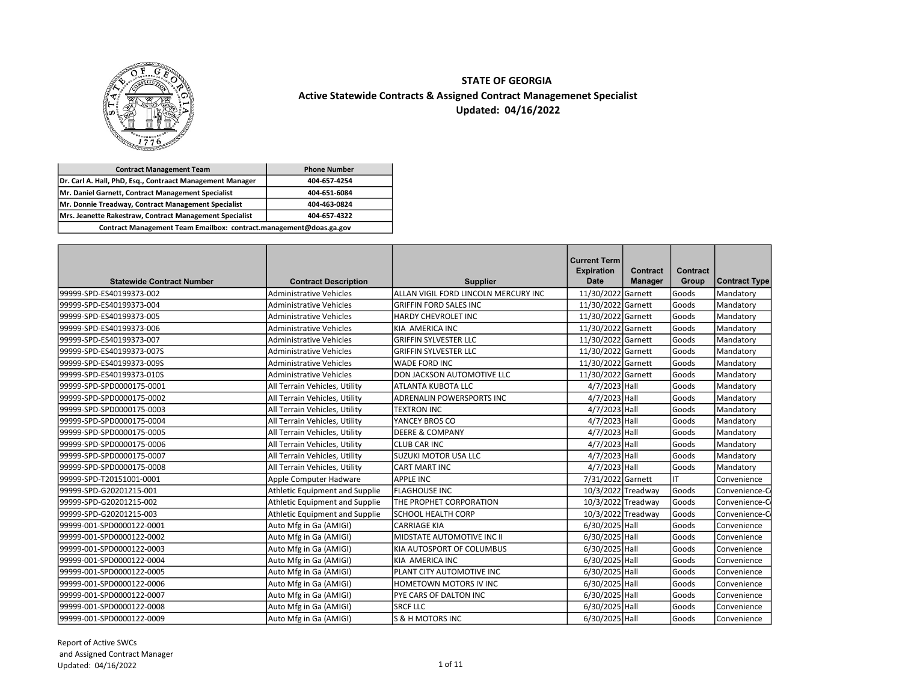# STATE OF GEORGIA

## Active Statewide Contracts & Assigned Contract Managemenet Specialist

### Updated: 04/16/2022

| Contract Management Team | Phone Number |
|---|---|
| Dr. Carl A. Hall, PhD, Esq., Contraact Management Manager | 404-657-4254 |
| Mr. Daniel Garnett, Contract Management Specialist | 404-651-6084 |
| Mr. Donnie Treadway, Contract Management Specialist | 404-463-0824 |
| Mrs. Jeanette Rakestraw, Contract Management Specialist | 404-657-4322 |
| Contract Management Team Emailbox: contract.management@doas.ga.gov | |

| Statewide Contract Number | Contract Description | Supplier | Current Term Expiration Date | Contract Manager | Contract Group | Contract Type |
|---|---|---|---|---|---|---|
| 99999-SPD-ES40199373-002 | Administrative Vehicles | ALLAN VIGIL FORD LINCOLN MERCURY INC | 11/30/2022 | Garnett | Goods | Mandatory |
| 99999-SPD-ES40199373-004 | Administrative Vehicles | GRIFFIN FORD SALES INC | 11/30/2022 | Garnett | Goods | Mandatory |
| 99999-SPD-ES40199373-005 | Administrative Vehicles | HARDY CHEVROLET INC | 11/30/2022 | Garnett | Goods | Mandatory |
| 99999-SPD-ES40199373-006 | Administrative Vehicles | KIA AMERICA INC | 11/30/2022 | Garnett | Goods | Mandatory |
| 99999-SPD-ES40199373-007 | Administrative Vehicles | GRIFFIN SYLVESTER LLC | 11/30/2022 | Garnett | Goods | Mandatory |
| 99999-SPD-ES40199373-007S | Administrative Vehicles | GRIFFIN SYLVESTER LLC | 11/30/2022 | Garnett | Goods | Mandatory |
| 99999-SPD-ES40199373-009S | Administrative Vehicles | WADE FORD INC | 11/30/2022 | Garnett | Goods | Mandatory |
| 99999-SPD-ES40199373-010S | Administrative Vehicles | DON JACKSON AUTOMOTIVE LLC | 11/30/2022 | Garnett | Goods | Mandatory |
| 99999-SPD-SPD0000175-0001 | All Terrain Vehicles, Utility | ATLANTA KUBOTA LLC | 4/7/2023 | Hall | Goods | Mandatory |
| 99999-SPD-SPD0000175-0002 | All Terrain Vehicles, Utility | ADRENALIN POWERSPORTS INC | 4/7/2023 | Hall | Goods | Mandatory |
| 99999-SPD-SPD0000175-0003 | All Terrain Vehicles, Utility | TEXTRON INC | 4/7/2023 | Hall | Goods | Mandatory |
| 99999-SPD-SPD0000175-0004 | All Terrain Vehicles, Utility | YANCEY BROS CO | 4/7/2023 | Hall | Goods | Mandatory |
| 99999-SPD-SPD0000175-0005 | All Terrain Vehicles, Utility | DEERE & COMPANY | 4/7/2023 | Hall | Goods | Mandatory |
| 99999-SPD-SPD0000175-0006 | All Terrain Vehicles, Utility | CLUB CAR INC | 4/7/2023 | Hall | Goods | Mandatory |
| 99999-SPD-SPD0000175-0007 | All Terrain Vehicles, Utility | SUZUKI MOTOR USA LLC | 4/7/2023 | Hall | Goods | Mandatory |
| 99999-SPD-SPD0000175-0008 | All Terrain Vehicles, Utility | CART MART INC | 4/7/2023 | Hall | Goods | Mandatory |
| 99999-SPD-T20151001-0001 | Apple Computer Hadware | APPLE INC | 7/31/2022 | Garnett | IT | Convenience |
| 99999-SPD-G20201215-001 | Athletic Equipment and Supplie | FLAGHOUSE INC | 10/3/2022 | Treadway | Goods | Convenience-C |
| 99999-SPD-G20201215-002 | Athletic Equipment and Supplie | THE PROPHET CORPORATION | 10/3/2022 | Treadway | Goods | Convenience-C |
| 99999-SPD-G20201215-003 | Athletic Equipment and Supplie | SCHOOL HEALTH CORP | 10/3/2022 | Treadway | Goods | Convenience-C |
| 99999-001-SPD0000122-0001 | Auto Mfg in Ga (AMIGI) | CARRIAGE KIA | 6/30/2025 | Hall | Goods | Convenience |
| 99999-001-SPD0000122-0002 | Auto Mfg in Ga (AMIGI) | MIDSTATE AUTOMOTIVE INC II | 6/30/2025 | Hall | Goods | Convenience |
| 99999-001-SPD0000122-0003 | Auto Mfg in Ga (AMIGI) | KIA AUTOSPORT OF COLUMBUS | 6/30/2025 | Hall | Goods | Convenience |
| 99999-001-SPD0000122-0004 | Auto Mfg in Ga (AMIGI) | KIA AMERICA INC | 6/30/2025 | Hall | Goods | Convenience |
| 99999-001-SPD0000122-0005 | Auto Mfg in Ga (AMIGI) | PLANT CITY AUTOMOTIVE INC | 6/30/2025 | Hall | Goods | Convenience |
| 99999-001-SPD0000122-0006 | Auto Mfg in Ga (AMIGI) | HOMETOWN MOTORS IV INC | 6/30/2025 | Hall | Goods | Convenience |
| 99999-001-SPD0000122-0007 | Auto Mfg in Ga (AMIGI) | PYE CARS OF DALTON INC | 6/30/2025 | Hall | Goods | Convenience |
| 99999-001-SPD0000122-0008 | Auto Mfg in Ga (AMIGI) | SRCF LLC | 6/30/2025 | Hall | Goods | Convenience |
| 99999-001-SPD0000122-0009 | Auto Mfg in Ga (AMIGI) | S & H MOTORS INC | 6/30/2025 | Hall | Goods | Convenience |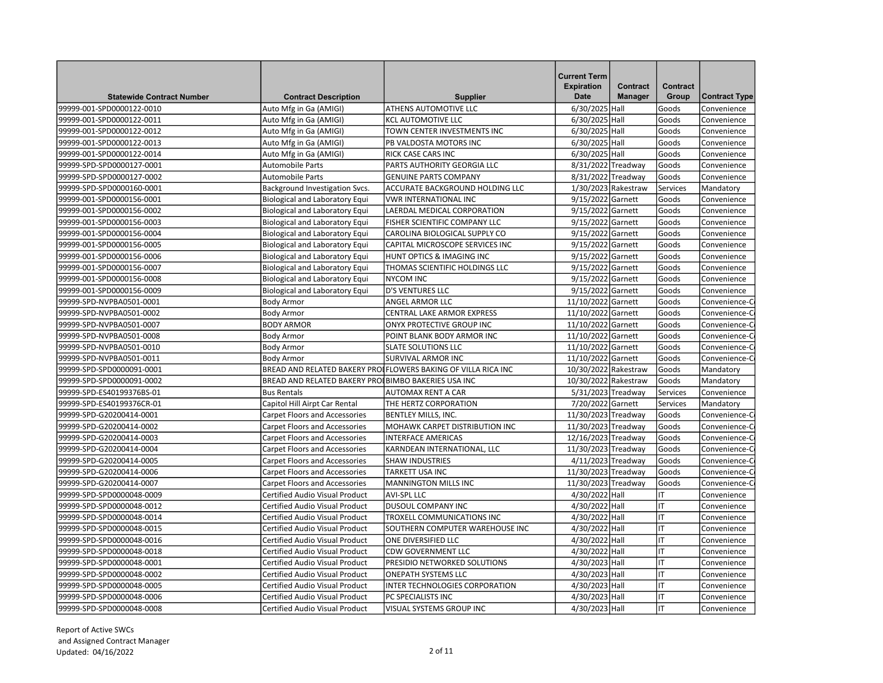| Statewide Contract Number | Contract Description | Supplier | Current Term Expiration Date | Contract Manager | Contract Group | Contract Type |
|---|---|---|---|---|---|---|
| 99999-001-SPD0000122-0010 | Auto Mfg in Ga (AMIGI) | ATHENS AUTOMOTIVE LLC | 6/30/2025 | Hall | Goods | Convenience |
| 99999-001-SPD0000122-0011 | Auto Mfg in Ga (AMIGI) | KCL AUTOMOTIVE LLC | 6/30/2025 | Hall | Goods | Convenience |
| 99999-001-SPD0000122-0012 | Auto Mfg in Ga (AMIGI) | TOWN CENTER INVESTMENTS INC | 6/30/2025 | Hall | Goods | Convenience |
| 99999-001-SPD0000122-0013 | Auto Mfg in Ga (AMIGI) | PB VALDOSTA MOTORS INC | 6/30/2025 | Hall | Goods | Convenience |
| 99999-001-SPD0000122-0014 | Auto Mfg in Ga (AMIGI) | RICK CASE CARS INC | 6/30/2025 | Hall | Goods | Convenience |
| 99999-SPD-SPD0000127-0001 | Automobile Parts | PARTS AUTHORITY GEORGIA LLC | 8/31/2022 | Treadway | Goods | Convenience |
| 99999-SPD-SPD0000127-0002 | Automobile Parts | GENUINE PARTS COMPANY | 8/31/2022 | Treadway | Goods | Convenience |
| 99999-SPD-SPD0000160-0001 | Background Investigation Svcs. | ACCURATE BACKGROUND HOLDING LLC | 1/30/2023 | Rakestraw | Services | Mandatory |
| 99999-001-SPD0000156-0001 | Biological and Laboratory Equi | VWR INTERNATIONAL INC | 9/15/2022 | Garnett | Goods | Convenience |
| 99999-001-SPD0000156-0002 | Biological and Laboratory Equi | LAERDAL MEDICAL CORPORATION | 9/15/2022 | Garnett | Goods | Convenience |
| 99999-001-SPD0000156-0003 | Biological and Laboratory Equi | FISHER SCIENTIFIC COMPANY LLC | 9/15/2022 | Garnett | Goods | Convenience |
| 99999-001-SPD0000156-0004 | Biological and Laboratory Equi | CAROLINA BIOLOGICAL SUPPLY CO | 9/15/2022 | Garnett | Goods | Convenience |
| 99999-001-SPD0000156-0005 | Biological and Laboratory Equi | CAPITAL MICROSCOPE SERVICES INC | 9/15/2022 | Garnett | Goods | Convenience |
| 99999-001-SPD0000156-0006 | Biological and Laboratory Equi | HUNT OPTICS & IMAGING INC | 9/15/2022 | Garnett | Goods | Convenience |
| 99999-001-SPD0000156-0007 | Biological and Laboratory Equi | THOMAS SCIENTIFIC HOLDINGS LLC | 9/15/2022 | Garnett | Goods | Convenience |
| 99999-001-SPD0000156-0008 | Biological and Laboratory Equi | NYCOM INC | 9/15/2022 | Garnett | Goods | Convenience |
| 99999-001-SPD0000156-0009 | Biological and Laboratory Equi | D'S VENTURES LLC | 9/15/2022 | Garnett | Goods | Convenience |
| 99999-SPD-NVPBA0501-0001 | Body Armor | ANGEL ARMOR LLC | 11/10/2022 | Garnett | Goods | Convenience-C |
| 99999-SPD-NVPBA0501-0002 | Body Armor | CENTRAL LAKE ARMOR EXPRESS | 11/10/2022 | Garnett | Goods | Convenience-C |
| 99999-SPD-NVPBA0501-0007 | BODY ARMOR | ONYX PROTECTIVE GROUP INC | 11/10/2022 | Garnett | Goods | Convenience-C |
| 99999-SPD-NVPBA0501-0008 | Body Armor | POINT BLANK BODY ARMOR INC | 11/10/2022 | Garnett | Goods | Convenience-C |
| 99999-SPD-NVPBA0501-0010 | Body Armor | SLATE SOLUTIONS LLC | 11/10/2022 | Garnett | Goods | Convenience-C |
| 99999-SPD-NVPBA0501-0011 | Body Armor | SURVIVAL ARMOR INC | 11/10/2022 | Garnett | Goods | Convenience-C |
| 99999-SPD-SPD0000091-0001 | BREAD AND RELATED BAKERY PRO | FLOWERS BAKING OF VILLA RICA INC | 10/30/2022 | Rakestraw | Goods | Mandatory |
| 99999-SPD-SPD0000091-0002 | BREAD AND RELATED BAKERY PRO | BIMBO BAKERIES USA INC | 10/30/2022 | Rakestraw | Goods | Mandatory |
| 99999-SPD-ES40199376BS-01 | Bus Rentals | AUTOMAX RENT A CAR | 5/31/2023 | Treadway | Services | Convenience |
| 99999-SPD-ES40199376CR-01 | Capitol Hill Airpt Car Rental | THE HERTZ CORPORATION | 7/20/2022 | Garnett | Services | Mandatory |
| 99999-SPD-G20200414-0001 | Carpet Floors and Accessories | BENTLEY MILLS, INC. | 11/30/2023 | Treadway | Goods | Convenience-C |
| 99999-SPD-G20200414-0002 | Carpet Floors and Accessories | MOHAWK CARPET DISTRIBUTION INC | 11/30/2023 | Treadway | Goods | Convenience-C |
| 99999-SPD-G20200414-0003 | Carpet Floors and Accessories | INTERFACE AMERICAS | 12/16/2023 | Treadway | Goods | Convenience-C |
| 99999-SPD-G20200414-0004 | Carpet Floors and Accessories | KARNDEAN INTERNATIONAL, LLC | 11/30/2023 | Treadway | Goods | Convenience-C |
| 99999-SPD-G20200414-0005 | Carpet Floors and Accessories | SHAW INDUSTRIES | 4/11/2023 | Treadway | Goods | Convenience-C |
| 99999-SPD-G20200414-0006 | Carpet Floors and Accessories | TARKETT USA INC | 11/30/2023 | Treadway | Goods | Convenience-C |
| 99999-SPD-G20200414-0007 | Carpet Floors and Accessories | MANNINGTON MILLS INC | 11/30/2023 | Treadway | Goods | Convenience-C |
| 99999-SPD-SPD0000048-0009 | Certified Audio Visual Product | AVI-SPL LLC | 4/30/2022 | Hall | IT | Convenience |
| 99999-SPD-SPD0000048-0012 | Certified Audio Visual Product | DUSOUL COMPANY INC | 4/30/2022 | Hall | IT | Convenience |
| 99999-SPD-SPD0000048-0014 | Certified Audio Visual Product | TROXELL COMMUNICATIONS INC | 4/30/2022 | Hall | IT | Convenience |
| 99999-SPD-SPD0000048-0015 | Certified Audio Visual Product | SOUTHERN COMPUTER WAREHOUSE INC | 4/30/2022 | Hall | IT | Convenience |
| 99999-SPD-SPD0000048-0016 | Certified Audio Visual Product | ONE DIVERSIFIED LLC | 4/30/2022 | Hall | IT | Convenience |
| 99999-SPD-SPD0000048-0018 | Certified Audio Visual Product | CDW GOVERNMENT LLC | 4/30/2022 | Hall | IT | Convenience |
| 99999-SPD-SPD0000048-0001 | Certified Audio Visual Product | PRESIDIO NETWORKED SOLUTIONS | 4/30/2023 | Hall | IT | Convenience |
| 99999-SPD-SPD0000048-0002 | Certified Audio Visual Product | ONEPATH SYSTEMS LLC | 4/30/2023 | Hall | IT | Convenience |
| 99999-SPD-SPD0000048-0005 | Certified Audio Visual Product | INTER TECHNOLOGIES CORPORATION | 4/30/2023 | Hall | IT | Convenience |
| 99999-SPD-SPD0000048-0006 | Certified Audio Visual Product | PC SPECIALISTS INC | 4/30/2023 | Hall | IT | Convenience |
| 99999-SPD-SPD0000048-0008 | Certified Audio Visual Product | VISUAL SYSTEMS GROUP INC | 4/30/2023 | Hall | IT | Convenience |

Report of Active SWCs
and Assigned Contract Manager
Updated: 04/16/2022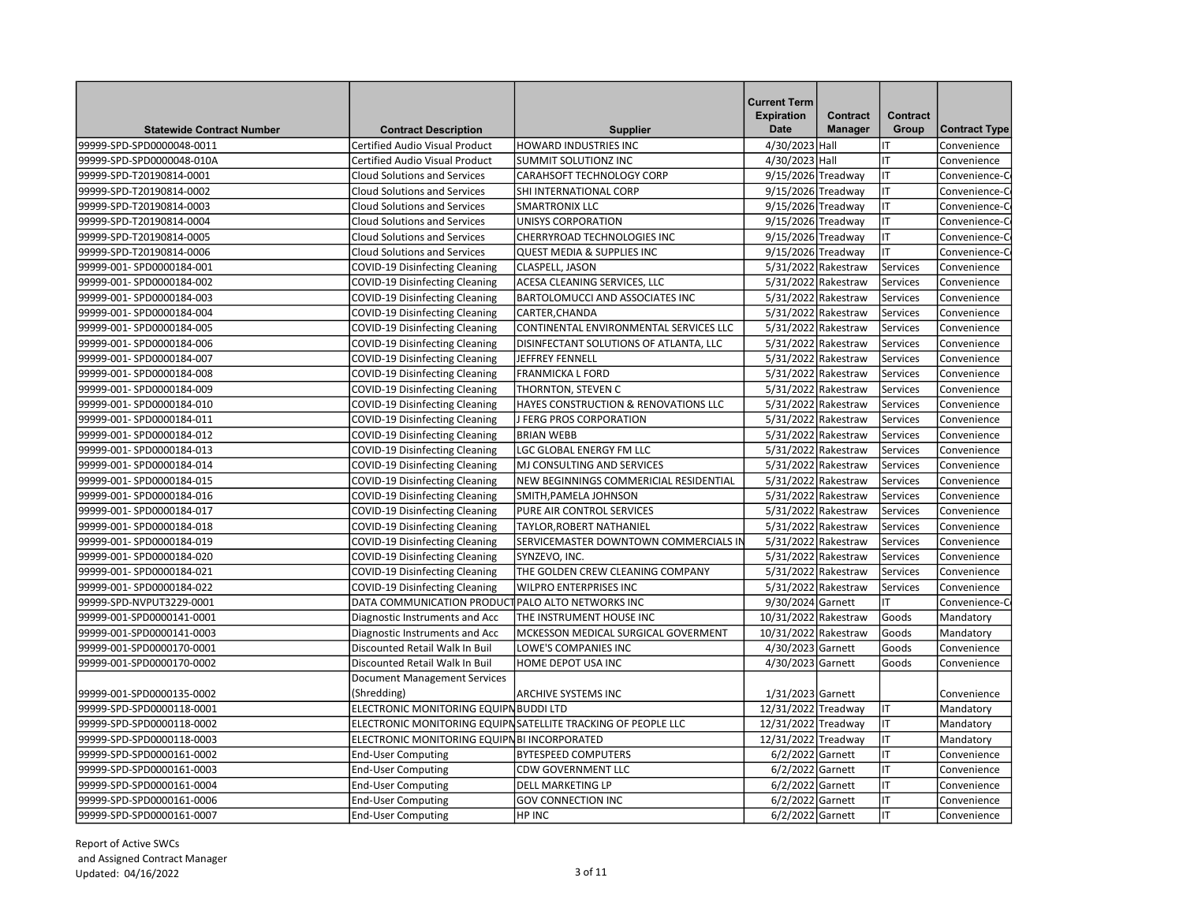| Statewide Contract Number | Contract Description | Supplier | Current Term Expiration Date | Contract Manager | Contract Group | Contract Type |
|---|---|---|---|---|---|---|
| 99999-SPD-SPD0000048-0011 | Certified Audio Visual Product | HOWARD INDUSTRIES INC | 4/30/2023 | Hall | IT | Convenience |
| 99999-SPD-SPD0000048-010A | Certified Audio Visual Product | SUMMIT SOLUTIONZ INC | 4/30/2023 | Hall | IT | Convenience |
| 99999-SPD-T20190814-0001 | Cloud Solutions and Services | CARAHSOFT TECHNOLOGY CORP | 9/15/2026 | Treadway | IT | Convenience-C |
| 99999-SPD-T20190814-0002 | Cloud Solutions and Services | SHI INTERNATIONAL CORP | 9/15/2026 | Treadway | IT | Convenience-C |
| 99999-SPD-T20190814-0003 | Cloud Solutions and Services | SMARTRONIX LLC | 9/15/2026 | Treadway | IT | Convenience-C |
| 99999-SPD-T20190814-0004 | Cloud Solutions and Services | UNISYS CORPORATION | 9/15/2026 | Treadway | IT | Convenience-C |
| 99999-SPD-T20190814-0005 | Cloud Solutions and Services | CHERRYROAD TECHNOLOGIES INC | 9/15/2026 | Treadway | IT | Convenience-C |
| 99999-SPD-T20190814-0006 | Cloud Solutions and Services | QUEST MEDIA & SUPPLIES INC | 9/15/2026 | Treadway | IT | Convenience-C |
| 99999-001- SPD0000184-001 | COVID-19 Disinfecting Cleaning | CLASPELL, JASON | 5/31/2022 | Rakestraw | Services | Convenience |
| 99999-001- SPD0000184-002 | COVID-19 Disinfecting Cleaning | ACESA CLEANING SERVICES, LLC | 5/31/2022 | Rakestraw | Services | Convenience |
| 99999-001- SPD0000184-003 | COVID-19 Disinfecting Cleaning | BARTOLOMUCCI AND ASSOCIATES INC | 5/31/2022 | Rakestraw | Services | Convenience |
| 99999-001- SPD0000184-004 | COVID-19 Disinfecting Cleaning | CARTER,CHANDA | 5/31/2022 | Rakestraw | Services | Convenience |
| 99999-001- SPD0000184-005 | COVID-19 Disinfecting Cleaning | CONTINENTAL ENVIRONMENTAL SERVICES LLC | 5/31/2022 | Rakestraw | Services | Convenience |
| 99999-001- SPD0000184-006 | COVID-19 Disinfecting Cleaning | DISINFECTANT SOLUTIONS OF ATLANTA, LLC | 5/31/2022 | Rakestraw | Services | Convenience |
| 99999-001- SPD0000184-007 | COVID-19 Disinfecting Cleaning | JEFFREY FENNELL | 5/31/2022 | Rakestraw | Services | Convenience |
| 99999-001- SPD0000184-008 | COVID-19 Disinfecting Cleaning | FRANMICKA L FORD | 5/31/2022 | Rakestraw | Services | Convenience |
| 99999-001- SPD0000184-009 | COVID-19 Disinfecting Cleaning | THORNTON, STEVEN C | 5/31/2022 | Rakestraw | Services | Convenience |
| 99999-001- SPD0000184-010 | COVID-19 Disinfecting Cleaning | HAYES CONSTRUCTION & RENOVATIONS LLC | 5/31/2022 | Rakestraw | Services | Convenience |
| 99999-001- SPD0000184-011 | COVID-19 Disinfecting Cleaning | J FERG PROS CORPORATION | 5/31/2022 | Rakestraw | Services | Convenience |
| 99999-001- SPD0000184-012 | COVID-19 Disinfecting Cleaning | BRIAN WEBB | 5/31/2022 | Rakestraw | Services | Convenience |
| 99999-001- SPD0000184-013 | COVID-19 Disinfecting Cleaning | LGC GLOBAL ENERGY FM LLC | 5/31/2022 | Rakestraw | Services | Convenience |
| 99999-001- SPD0000184-014 | COVID-19 Disinfecting Cleaning | MJ CONSULTING AND SERVICES | 5/31/2022 | Rakestraw | Services | Convenience |
| 99999-001- SPD0000184-015 | COVID-19 Disinfecting Cleaning | NEW BEGINNINGS COMMERICIAL RESIDENTIAL | 5/31/2022 | Rakestraw | Services | Convenience |
| 99999-001- SPD0000184-016 | COVID-19 Disinfecting Cleaning | SMITH,PAMELA JOHNSON | 5/31/2022 | Rakestraw | Services | Convenience |
| 99999-001- SPD0000184-017 | COVID-19 Disinfecting Cleaning | PURE AIR CONTROL SERVICES | 5/31/2022 | Rakestraw | Services | Convenience |
| 99999-001- SPD0000184-018 | COVID-19 Disinfecting Cleaning | TAYLOR,ROBERT NATHANIEL | 5/31/2022 | Rakestraw | Services | Convenience |
| 99999-001- SPD0000184-019 | COVID-19 Disinfecting Cleaning | SERVICEMASTER DOWNTOWN COMMERCIALS IN | 5/31/2022 | Rakestraw | Services | Convenience |
| 99999-001- SPD0000184-020 | COVID-19 Disinfecting Cleaning | SYNZEVO, INC. | 5/31/2022 | Rakestraw | Services | Convenience |
| 99999-001- SPD0000184-021 | COVID-19 Disinfecting Cleaning | THE GOLDEN CREW CLEANING COMPANY | 5/31/2022 | Rakestraw | Services | Convenience |
| 99999-001- SPD0000184-022 | COVID-19 Disinfecting Cleaning | WILPRO ENTERPRISES INC | 5/31/2022 | Rakestraw | Services | Convenience |
| 99999-SPD-NVPUT3229-0001 | DATA COMMUNICATION PRODUCT | PALO ALTO NETWORKS INC | 9/30/2024 | Garnett | IT | Convenience-C |
| 99999-001-SPD0000141-0001 | Diagnostic Instruments and Acc | THE INSTRUMENT HOUSE INC | 10/31/2022 | Rakestraw | Goods | Mandatory |
| 99999-001-SPD0000141-0003 | Diagnostic Instruments and Acc | MCKESSON MEDICAL SURGICAL GOVERMENT | 10/31/2022 | Rakestraw | Goods | Mandatory |
| 99999-001-SPD0000170-0001 | Discounted Retail Walk In Buil | LOWE'S COMPANIES INC | 4/30/2023 | Garnett | Goods | Convenience |
| 99999-001-SPD0000170-0002 | Discounted Retail Walk In Buil | HOME DEPOT USA INC | 4/30/2023 | Garnett | Goods | Convenience |
| 99999-001-SPD0000135-0002 | Document Management Services (Shredding) | ARCHIVE SYSTEMS INC | 1/31/2023 | Garnett | | Convenience |
| 99999-SPD-SPD0000118-0001 | ELECTRONIC MONITORING EQUIPN | BUDDI LTD | 12/31/2022 | Treadway | IT | Mandatory |
| 99999-SPD-SPD0000118-0002 | ELECTRONIC MONITORING EQUIPN | SATELLITE TRACKING OF PEOPLE LLC | 12/31/2022 | Treadway | IT | Mandatory |
| 99999-SPD-SPD0000118-0003 | ELECTRONIC MONITORING EQUIPN | BI INCORPORATED | 12/31/2022 | Treadway | IT | Mandatory |
| 99999-SPD-SPD0000161-0002 | End-User Computing | BYTESPEED COMPUTERS | 6/2/2022 | Garnett | IT | Convenience |
| 99999-SPD-SPD0000161-0003 | End-User Computing | CDW GOVERNMENT LLC | 6/2/2022 | Garnett | IT | Convenience |
| 99999-SPD-SPD0000161-0004 | End-User Computing | DELL MARKETING LP | 6/2/2022 | Garnett | IT | Convenience |
| 99999-SPD-SPD0000161-0006 | End-User Computing | GOV CONNECTION INC | 6/2/2022 | Garnett | IT | Convenience |
| 99999-SPD-SPD0000161-0007 | End-User Computing | HP INC | 6/2/2022 | Garnett | IT | Convenience |

Report of Active SWCs
and Assigned Contract Manager
Updated: 04/16/2022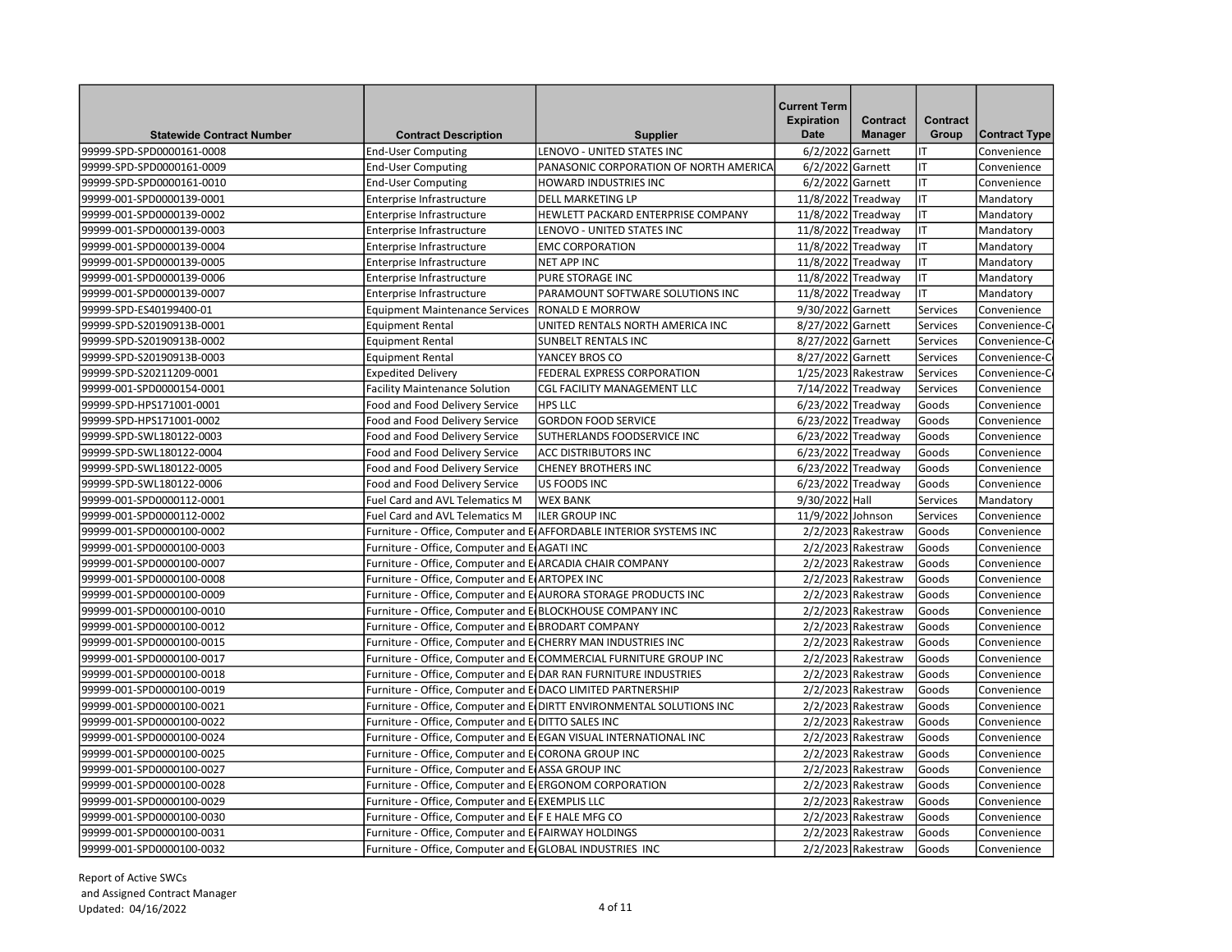| Statewide Contract Number | Contract Description | Supplier | Current Term Expiration Date | Contract Manager | Contract Group | Contract Type |
|---|---|---|---|---|---|---|
| 99999-SPD-SPD0000161-0008 | End-User Computing | LENOVO - UNITED STATES INC | 6/2/2022 | Garnett | IT | Convenience |
| 99999-SPD-SPD0000161-0009 | End-User Computing | PANASONIC CORPORATION OF NORTH AMERICA | 6/2/2022 | Garnett | IT | Convenience |
| 99999-SPD-SPD0000161-0010 | End-User Computing | HOWARD INDUSTRIES INC | 6/2/2022 | Garnett | IT | Convenience |
| 99999-001-SPD0000139-0001 | Enterprise Infrastructure | DELL MARKETING LP | 11/8/2022 | Treadway | IT | Mandatory |
| 99999-001-SPD0000139-0002 | Enterprise Infrastructure | HEWLETT PACKARD ENTERPRISE COMPANY | 11/8/2022 | Treadway | IT | Mandatory |
| 99999-001-SPD0000139-0003 | Enterprise Infrastructure | LENOVO - UNITED STATES INC | 11/8/2022 | Treadway | IT | Mandatory |
| 99999-001-SPD0000139-0004 | Enterprise Infrastructure | EMC CORPORATION | 11/8/2022 | Treadway | IT | Mandatory |
| 99999-001-SPD0000139-0005 | Enterprise Infrastructure | NET APP INC | 11/8/2022 | Treadway | IT | Mandatory |
| 99999-001-SPD0000139-0006 | Enterprise Infrastructure | PURE STORAGE INC | 11/8/2022 | Treadway | IT | Mandatory |
| 99999-001-SPD0000139-0007 | Enterprise Infrastructure | PARAMOUNT SOFTWARE SOLUTIONS INC | 11/8/2022 | Treadway | IT | Mandatory |
| 99999-SPD-ES40199400-01 | Equipment Maintenance Services | RONALD E MORROW | 9/30/2022 | Garnett | Services | Convenience |
| 99999-SPD-S20190913B-0001 | Equipment Rental | UNITED RENTALS NORTH AMERICA INC | 8/27/2022 | Garnett | Services | Convenience-C |
| 99999-SPD-S20190913B-0002 | Equipment Rental | SUNBELT RENTALS INC | 8/27/2022 | Garnett | Services | Convenience-C |
| 99999-SPD-S20190913B-0003 | Equipment Rental | YANCEY BROS CO | 8/27/2022 | Garnett | Services | Convenience-C |
| 99999-SPD-S20211209-0001 | Expedited Delivery | FEDERAL EXPRESS CORPORATION | 1/25/2023 | Rakestraw | Services | Convenience-C |
| 99999-001-SPD0000154-0001 | Facility Maintenance Solution | CGL FACILITY MANAGEMENT LLC | 7/14/2022 | Treadway | Services | Convenience |
| 99999-SPD-HPS171001-0001 | Food and Food Delivery Service | HPS LLC | 6/23/2022 | Treadway | Goods | Convenience |
| 99999-SPD-HPS171001-0002 | Food and Food Delivery Service | GORDON FOOD SERVICE | 6/23/2022 | Treadway | Goods | Convenience |
| 99999-SPD-SWL180122-0003 | Food and Food Delivery Service | SUTHERLANDS FOODSERVICE INC | 6/23/2022 | Treadway | Goods | Convenience |
| 99999-SPD-SWL180122-0004 | Food and Food Delivery Service | ACC DISTRIBUTORS INC | 6/23/2022 | Treadway | Goods | Convenience |
| 99999-SPD-SWL180122-0005 | Food and Food Delivery Service | CHENEY BROTHERS INC | 6/23/2022 | Treadway | Goods | Convenience |
| 99999-SPD-SWL180122-0006 | Food and Food Delivery Service | US FOODS INC | 6/23/2022 | Treadway | Goods | Convenience |
| 99999-001-SPD0000112-0001 | Fuel Card and AVL Telematics M | WEX BANK | 9/30/2022 | Hall | Services | Mandatory |
| 99999-001-SPD0000112-0002 | Fuel Card and AVL Telematics M | ILER GROUP INC | 11/9/2022 | Johnson | Services | Convenience |
| 99999-001-SPD0000100-0002 | Furniture - Office, Computer and E | AFFORDABLE INTERIOR SYSTEMS INC | 2/2/2023 | Rakestraw | Goods | Convenience |
| 99999-001-SPD0000100-0003 | Furniture - Office, Computer and E | AGATI INC | 2/2/2023 | Rakestraw | Goods | Convenience |
| 99999-001-SPD0000100-0007 | Furniture - Office, Computer and E | ARCADIA CHAIR COMPANY | 2/2/2023 | Rakestraw | Goods | Convenience |
| 99999-001-SPD0000100-0008 | Furniture - Office, Computer and E | ARTOPEX INC | 2/2/2023 | Rakestraw | Goods | Convenience |
| 99999-001-SPD0000100-0009 | Furniture - Office, Computer and E | AURORA STORAGE PRODUCTS INC | 2/2/2023 | Rakestraw | Goods | Convenience |
| 99999-001-SPD0000100-0010 | Furniture - Office, Computer and E | BLOCKHOUSE COMPANY INC | 2/2/2023 | Rakestraw | Goods | Convenience |
| 99999-001-SPD0000100-0012 | Furniture - Office, Computer and E | BRODART COMPANY | 2/2/2023 | Rakestraw | Goods | Convenience |
| 99999-001-SPD0000100-0015 | Furniture - Office, Computer and E | CHERRY MAN INDUSTRIES INC | 2/2/2023 | Rakestraw | Goods | Convenience |
| 99999-001-SPD0000100-0017 | Furniture - Office, Computer and E | COMMERCIAL FURNITURE GROUP INC | 2/2/2023 | Rakestraw | Goods | Convenience |
| 99999-001-SPD0000100-0018 | Furniture - Office, Computer and E | DAR RAN FURNITURE INDUSTRIES | 2/2/2023 | Rakestraw | Goods | Convenience |
| 99999-001-SPD0000100-0019 | Furniture - Office, Computer and E | DACO LIMITED PARTNERSHIP | 2/2/2023 | Rakestraw | Goods | Convenience |
| 99999-001-SPD0000100-0021 | Furniture - Office, Computer and E | DIRTT ENVIRONMENTAL SOLUTIONS INC | 2/2/2023 | Rakestraw | Goods | Convenience |
| 99999-001-SPD0000100-0022 | Furniture - Office, Computer and E | DITTO SALES INC | 2/2/2023 | Rakestraw | Goods | Convenience |
| 99999-001-SPD0000100-0024 | Furniture - Office, Computer and E | EGAN VISUAL INTERNATIONAL INC | 2/2/2023 | Rakestraw | Goods | Convenience |
| 99999-001-SPD0000100-0025 | Furniture - Office, Computer and E | CORONA GROUP INC | 2/2/2023 | Rakestraw | Goods | Convenience |
| 99999-001-SPD0000100-0027 | Furniture - Office, Computer and E | ASSA GROUP INC | 2/2/2023 | Rakestraw | Goods | Convenience |
| 99999-001-SPD0000100-0028 | Furniture - Office, Computer and E | ERGONOM CORPORATION | 2/2/2023 | Rakestraw | Goods | Convenience |
| 99999-001-SPD0000100-0029 | Furniture - Office, Computer and E | EXEMPLIS LLC | 2/2/2023 | Rakestraw | Goods | Convenience |
| 99999-001-SPD0000100-0030 | Furniture - Office, Computer and E | F E HALE MFG CO | 2/2/2023 | Rakestraw | Goods | Convenience |
| 99999-001-SPD0000100-0031 | Furniture - Office, Computer and E | FAIRWAY HOLDINGS | 2/2/2023 | Rakestraw | Goods | Convenience |
| 99999-001-SPD0000100-0032 | Furniture - Office, Computer and E | GLOBAL INDUSTRIES INC | 2/2/2023 | Rakestraw | Goods | Convenience |

Report of Active SWCs
and Assigned Contract Manager
Updated: 04/16/2022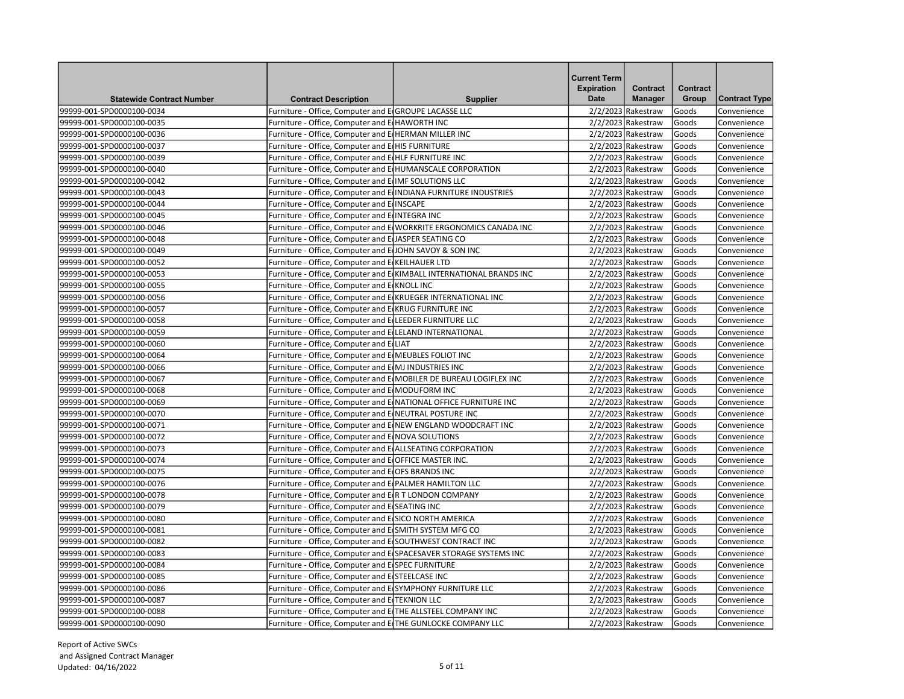| Statewide Contract Number | Contract Description | Supplier | Current Term Expiration Date | Contract Manager | Contract Group | Contract Type |
|---|---|---|---|---|---|---|
| 99999-001-SPD0000100-0034 | Furniture - Office, Computer and E | GROUPE LACASSE LLC | 2/2/2023 | Rakestraw | Goods | Convenience |
| 99999-001-SPD0000100-0035 | Furniture - Office, Computer and E | HAWORTH INC | 2/2/2023 | Rakestraw | Goods | Convenience |
| 99999-001-SPD0000100-0036 | Furniture - Office, Computer and E | HERMAN MILLER INC | 2/2/2023 | Rakestraw | Goods | Convenience |
| 99999-001-SPD0000100-0037 | Furniture - Office, Computer and E | HI5 FURNITURE | 2/2/2023 | Rakestraw | Goods | Convenience |
| 99999-001-SPD0000100-0039 | Furniture - Office, Computer and E | HLF FURNITURE INC | 2/2/2023 | Rakestraw | Goods | Convenience |
| 99999-001-SPD0000100-0040 | Furniture - Office, Computer and E | HUMANSCALE CORPORATION | 2/2/2023 | Rakestraw | Goods | Convenience |
| 99999-001-SPD0000100-0042 | Furniture - Office, Computer and E | IMF SOLUTIONS LLC | 2/2/2023 | Rakestraw | Goods | Convenience |
| 99999-001-SPD0000100-0043 | Furniture - Office, Computer and E | INDIANA FURNITURE INDUSTRIES | 2/2/2023 | Rakestraw | Goods | Convenience |
| 99999-001-SPD0000100-0044 | Furniture - Office, Computer and E | INSCAPE | 2/2/2023 | Rakestraw | Goods | Convenience |
| 99999-001-SPD0000100-0045 | Furniture - Office, Computer and E | INTEGRA INC | 2/2/2023 | Rakestraw | Goods | Convenience |
| 99999-001-SPD0000100-0046 | Furniture - Office, Computer and E | WORKRITE ERGONOMICS CANADA INC | 2/2/2023 | Rakestraw | Goods | Convenience |
| 99999-001-SPD0000100-0048 | Furniture - Office, Computer and E | JASPER SEATING CO | 2/2/2023 | Rakestraw | Goods | Convenience |
| 99999-001-SPD0000100-0049 | Furniture - Office, Computer and E | JOHN SAVOY & SON INC | 2/2/2023 | Rakestraw | Goods | Convenience |
| 99999-001-SPD0000100-0052 | Furniture - Office, Computer and E | KEILHAUER LTD | 2/2/2023 | Rakestraw | Goods | Convenience |
| 99999-001-SPD0000100-0053 | Furniture - Office, Computer and E | KIMBALL INTERNATIONAL BRANDS INC | 2/2/2023 | Rakestraw | Goods | Convenience |
| 99999-001-SPD0000100-0055 | Furniture - Office, Computer and E | KNOLL INC | 2/2/2023 | Rakestraw | Goods | Convenience |
| 99999-001-SPD0000100-0056 | Furniture - Office, Computer and E | KRUEGER INTERNATIONAL INC | 2/2/2023 | Rakestraw | Goods | Convenience |
| 99999-001-SPD0000100-0057 | Furniture - Office, Computer and E | KRUG FURNITURE INC | 2/2/2023 | Rakestraw | Goods | Convenience |
| 99999-001-SPD0000100-0058 | Furniture - Office, Computer and E | LEEDER FURNITURE LLC | 2/2/2023 | Rakestraw | Goods | Convenience |
| 99999-001-SPD0000100-0059 | Furniture - Office, Computer and E | LELAND INTERNATIONAL | 2/2/2023 | Rakestraw | Goods | Convenience |
| 99999-001-SPD0000100-0060 | Furniture - Office, Computer and E | LIAT | 2/2/2023 | Rakestraw | Goods | Convenience |
| 99999-001-SPD0000100-0064 | Furniture - Office, Computer and E | MEUBLES FOLIOT INC | 2/2/2023 | Rakestraw | Goods | Convenience |
| 99999-001-SPD0000100-0066 | Furniture - Office, Computer and E | MJ INDUSTRIES INC | 2/2/2023 | Rakestraw | Goods | Convenience |
| 99999-001-SPD0000100-0067 | Furniture - Office, Computer and E | MOBILER DE BUREAU LOGIFLEX INC | 2/2/2023 | Rakestraw | Goods | Convenience |
| 99999-001-SPD0000100-0068 | Furniture - Office, Computer and E | MODUFORM INC | 2/2/2023 | Rakestraw | Goods | Convenience |
| 99999-001-SPD0000100-0069 | Furniture - Office, Computer and E | NATIONAL OFFICE FURNITURE INC | 2/2/2023 | Rakestraw | Goods | Convenience |
| 99999-001-SPD0000100-0070 | Furniture - Office, Computer and E | NEUTRAL POSTURE INC | 2/2/2023 | Rakestraw | Goods | Convenience |
| 99999-001-SPD0000100-0071 | Furniture - Office, Computer and E | NEW ENGLAND WOODCRAFT INC | 2/2/2023 | Rakestraw | Goods | Convenience |
| 99999-001-SPD0000100-0072 | Furniture - Office, Computer and E | NOVA SOLUTIONS | 2/2/2023 | Rakestraw | Goods | Convenience |
| 99999-001-SPD0000100-0073 | Furniture - Office, Computer and E | ALLSEATING CORPORATION | 2/2/2023 | Rakestraw | Goods | Convenience |
| 99999-001-SPD0000100-0074 | Furniture - Office, Computer and E | OFFICE MASTER INC. | 2/2/2023 | Rakestraw | Goods | Convenience |
| 99999-001-SPD0000100-0075 | Furniture - Office, Computer and E | OFS BRANDS INC | 2/2/2023 | Rakestraw | Goods | Convenience |
| 99999-001-SPD0000100-0076 | Furniture - Office, Computer and E | PALMER HAMILTON LLC | 2/2/2023 | Rakestraw | Goods | Convenience |
| 99999-001-SPD0000100-0078 | Furniture - Office, Computer and E | R T LONDON COMPANY | 2/2/2023 | Rakestraw | Goods | Convenience |
| 99999-001-SPD0000100-0079 | Furniture - Office, Computer and E | SEATING INC | 2/2/2023 | Rakestraw | Goods | Convenience |
| 99999-001-SPD0000100-0080 | Furniture - Office, Computer and E | SICO NORTH AMERICA | 2/2/2023 | Rakestraw | Goods | Convenience |
| 99999-001-SPD0000100-0081 | Furniture - Office, Computer and E | SMITH SYSTEM MFG CO | 2/2/2023 | Rakestraw | Goods | Convenience |
| 99999-001-SPD0000100-0082 | Furniture - Office, Computer and E | SOUTHWEST CONTRACT INC | 2/2/2023 | Rakestraw | Goods | Convenience |
| 99999-001-SPD0000100-0083 | Furniture - Office, Computer and E | SPACESAVER STORAGE SYSTEMS INC | 2/2/2023 | Rakestraw | Goods | Convenience |
| 99999-001-SPD0000100-0084 | Furniture - Office, Computer and E | SPEC FURNITURE | 2/2/2023 | Rakestraw | Goods | Convenience |
| 99999-001-SPD0000100-0085 | Furniture - Office, Computer and E | STEELCASE INC | 2/2/2023 | Rakestraw | Goods | Convenience |
| 99999-001-SPD0000100-0086 | Furniture - Office, Computer and E | SYMPHONY FURNITURE LLC | 2/2/2023 | Rakestraw | Goods | Convenience |
| 99999-001-SPD0000100-0087 | Furniture - Office, Computer and E | TEKNION LLC | 2/2/2023 | Rakestraw | Goods | Convenience |
| 99999-001-SPD0000100-0088 | Furniture - Office, Computer and E | THE ALLSTEEL COMPANY INC | 2/2/2023 | Rakestraw | Goods | Convenience |
| 99999-001-SPD0000100-0090 | Furniture - Office, Computer and E | THE GUNLOCKE COMPANY LLC | 2/2/2023 | Rakestraw | Goods | Convenience |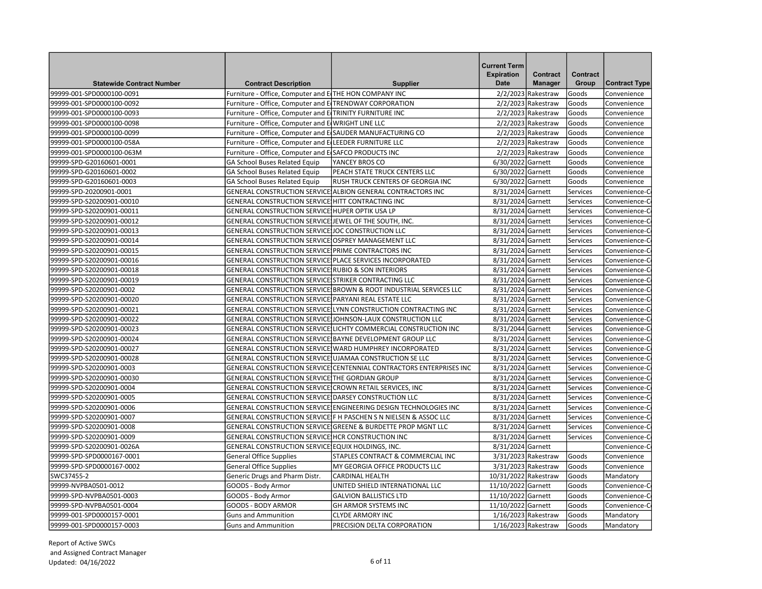| Statewide Contract Number | Contract Description | Supplier | Current Term Expiration Date | Contract Manager | Contract Group | Contract Type |
|---|---|---|---|---|---|---|
| 99999-001-SPD0000100-0091 | Furniture - Office, Computer and E | THE HON COMPANY INC | 2/2/2023 | Rakestraw | Goods | Convenience |
| 99999-001-SPD0000100-0092 | Furniture - Office, Computer and E | TRENDWAY CORPORATION | 2/2/2023 | Rakestraw | Goods | Convenience |
| 99999-001-SPD0000100-0093 | Furniture - Office, Computer and E | TRINITY FURNITURE INC | 2/2/2023 | Rakestraw | Goods | Convenience |
| 99999-001-SPD0000100-0098 | Furniture - Office, Computer and E | WRIGHT LINE LLC | 2/2/2023 | Rakestraw | Goods | Convenience |
| 99999-001-SPD0000100-0099 | Furniture - Office, Computer and E | SAUDER MANUFACTURING CO | 2/2/2023 | Rakestraw | Goods | Convenience |
| 99999-001-SPD0000100-058A | Furniture - Office, Computer and E | LEEDER FURNITURE LLC | 2/2/2023 | Rakestraw | Goods | Convenience |
| 99999-001-SPD0000100-063M | Furniture - Office, Computer and E | SAFCO PRODUCTS INC | 2/2/2023 | Rakestraw | Goods | Convenience |
| 99999-SPD-G20160601-0001 | GA School Buses Related Equip | YANCEY BROS CO | 6/30/2022 | Garnett | Goods | Convenience |
| 99999-SPD-G20160601-0002 | GA School Buses Related Equip | PEACH STATE TRUCK CENTERS LLC | 6/30/2022 | Garnett | Goods | Convenience |
| 99999-SPD-G20160601-0003 | GA School Buses Related Equip | RUSH TRUCK CENTERS OF GEORGIA INC | 6/30/2022 | Garnett | Goods | Convenience |
| 99999-SPD-20200901-0001 | GENERAL CONSTRUCTION SERVICE | ALBION GENERAL CONTRACTORS INC | 8/31/2024 | Garnett | Services | Convenience-C |
| 99999-SPD-S20200901-00010 | GENERAL CONSTRUCTION SERVICE | HITT CONTRACTING INC | 8/31/2024 | Garnett | Services | Convenience-C |
| 99999-SPD-S20200901-00011 | GENERAL CONSTRUCTION SERVICE | HUPER OPTIK USA LP | 8/31/2024 | Garnett | Services | Convenience-C |
| 99999-SPD-S20200901-00012 | GENERAL CONSTRUCTION SERVICE | JEWEL OF THE SOUTH, INC. | 8/31/2024 | Garnett | Services | Convenience-C |
| 99999-SPD-S20200901-00013 | GENERAL CONSTRUCTION SERVICE | JOC CONSTRUCTION LLC | 8/31/2024 | Garnett | Services | Convenience-C |
| 99999-SPD-S20200901-00014 | GENERAL CONSTRUCTION SERVICE | OSPREY MANAGEMENT LLC | 8/31/2024 | Garnett | Services | Convenience-C |
| 99999-SPD-S20200901-00015 | GENERAL CONSTRUCTION SERVICE | PRIME CONTRACTORS INC | 8/31/2024 | Garnett | Services | Convenience-C |
| 99999-SPD-S20200901-00016 | GENERAL CONSTRUCTION SERVICE | PLACE SERVICES INCORPORATED | 8/31/2024 | Garnett | Services | Convenience-C |
| 99999-SPD-S20200901-00018 | GENERAL CONSTRUCTION SERVICE | RUBIO & SON INTERIORS | 8/31/2024 | Garnett | Services | Convenience-C |
| 99999-SPD-S20200901-00019 | GENERAL CONSTRUCTION SERVICE | STRIKER CONTRACTING LLC | 8/31/2024 | Garnett | Services | Convenience-C |
| 99999-SPD-S20200901-0002 | GENERAL CONSTRUCTION SERVICE | BROWN & ROOT INDUSTRIAL SERVICES LLC | 8/31/2024 | Garnett | Services | Convenience-C |
| 99999-SPD-S20200901-00020 | GENERAL CONSTRUCTION SERVICE | PARYANI REAL ESTATE LLC | 8/31/2024 | Garnett | Services | Convenience-C |
| 99999-SPD-S20200901-00021 | GENERAL CONSTRUCTION SERVICE | LYNN CONSTRUCTION CONTRACTING INC | 8/31/2024 | Garnett | Services | Convenience-C |
| 99999-SPD-S20200901-00022 | GENERAL CONSTRUCTION SERVICE | JOHNSON-LAUX CONSTRUCTION LLC | 8/31/2024 | Garnett | Services | Convenience-C |
| 99999-SPD-S20200901-00023 | GENERAL CONSTRUCTION SERVICE | LICHTY COMMERCIAL CONSTRUCTION INC | 8/31/2044 | Garnett | Services | Convenience-C |
| 99999-SPD-S20200901-00024 | GENERAL CONSTRUCTION SERVICE | BAYNE DEVELOPMENT GROUP LLC | 8/31/2024 | Garnett | Services | Convenience-C |
| 99999-SPD-S20200901-00027 | GENERAL CONSTRUCTION SERVICE | WARD HUMPHREY INCORPORATED | 8/31/2024 | Garnett | Services | Convenience-C |
| 99999-SPD-S20200901-00028 | GENERAL CONSTRUCTION SERVICE | UJAMAA CONSTRUCTION SE LLC | 8/31/2024 | Garnett | Services | Convenience-C |
| 99999-SPD-S20200901-0003 | GENERAL CONSTRUCTION SERVICE | CENTENNIAL CONTRACTORS ENTERPRISES INC | 8/31/2024 | Garnett | Services | Convenience-C |
| 99999-SPD-S20200901-00030 | GENERAL CONSTRUCTION SERVICE | THE GORDIAN GROUP | 8/31/2024 | Garnett | Services | Convenience-C |
| 99999-SPD-S20200901-0004 | GENERAL CONSTRUCTION SERVICE | CROWN RETAIL SERVICES, INC | 8/31/2024 | Garnett | Services | Convenience-C |
| 99999-SPD-S20200901-0005 | GENERAL CONSTRUCTION SERVICE | DARSEY CONSTRUCTION LLC | 8/31/2024 | Garnett | Services | Convenience-C |
| 99999-SPD-S20200901-0006 | GENERAL CONSTRUCTION SERVICE | ENGINEERING DESIGN TECHNOLOGIES INC | 8/31/2024 | Garnett | Services | Convenience-C |
| 99999-SPD-S20200901-0007 | GENERAL CONSTRUCTION SERVICE | F H PASCHEN S N NIELSEN & ASSOC LLC | 8/31/2024 | Garnett | Services | Convenience-C |
| 99999-SPD-S20200901-0008 | GENERAL CONSTRUCTION SERVICE | GREENE & BURDETTE PROP MGNT LLC | 8/31/2024 | Garnett | Services | Convenience-C |
| 99999-SPD-S20200901-0009 | GENERAL CONSTRUCTION SERVICE | HCR CONSTRUCTION INC | 8/31/2024 | Garnett | Services | Convenience-C |
| 99999-SPD-S20200901-0026A | GENERAL CONSTRUCTION SERVICE | EQUIX HOLDINGS, INC. | 8/31/2024 | Garnett | | Convenience-C |
| 99999-SPD-SPD0000167-0001 | General Office Supplies | STAPLES CONTRACT & COMMERCIAL INC | 3/31/2023 | Rakestraw | Goods | Convenience |
| 99999-SPD-SPD0000167-0002 | General Office Supplies | MY GEORGIA OFFICE PRODUCTS LLC | 3/31/2023 | Rakestraw | Goods | Convenience |
| SWC37455-2 | Generic Drugs and Pharm Distr. | CARDINAL HEALTH | 10/31/2022 | Rakestraw | Goods | Mandatory |
| 99999-NVPBA0501-0012 | GOODS - Body Armor | UNITED SHIELD INTERNATIONAL LLC | 11/10/2022 | Garnett | Goods | Convenience-C |
| 99999-SPD-NVPBA0501-0003 | GOODS - Body Armor | GALVION BALLISTICS LTD | 11/10/2022 | Garnett | Goods | Convenience-C |
| 99999-SPD-NVPBA0501-0004 | GOODS - BODY ARMOR | GH ARMOR SYSTEMS INC | 11/10/2022 | Garnett | Goods | Convenience-C |
| 99999-001-SPD0000157-0001 | Guns and Ammunition | CLYDE ARMORY INC | 1/16/2023 | Rakestraw | Goods | Mandatory |
| 99999-001-SPD0000157-0003 | Guns and Ammunition | PRECISION DELTA CORPORATION | 1/16/2023 | Rakestraw | Goods | Mandatory |

Report of Active SWCs
and Assigned Contract Manager
Updated: 04/16/2022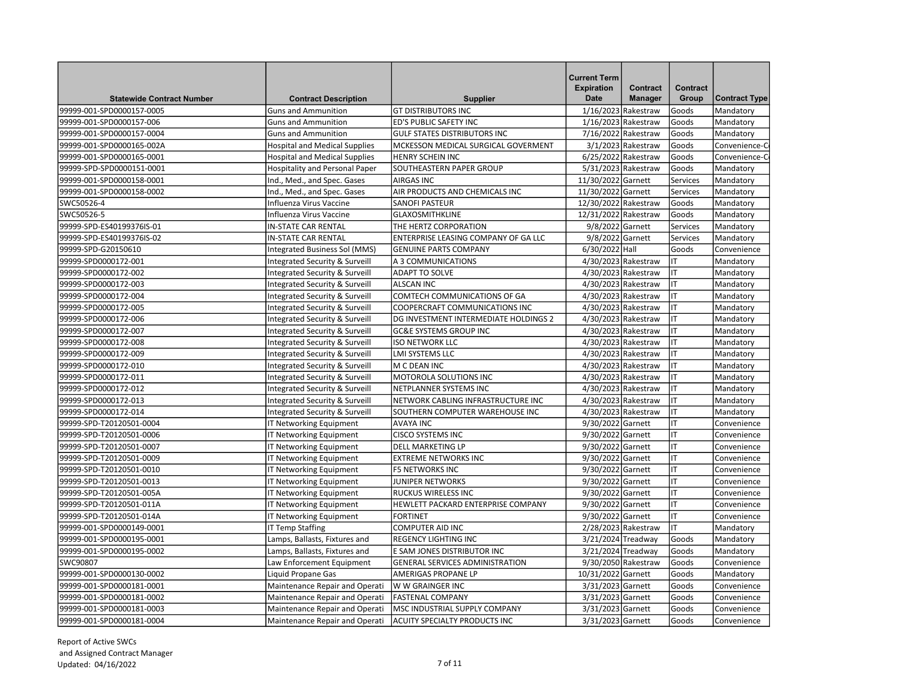| Statewide Contract Number | Contract Description | Supplier | Current Term Expiration Date | Contract Manager | Contract Group | Contract Type |
|---|---|---|---|---|---|---|
| 99999-001-SPD0000157-0005 | Guns and Ammunition | GT DISTRIBUTORS INC | 1/16/2023 | Rakestraw | Goods | Mandatory |
| 99999-001-SPD0000157-006 | Guns and Ammunition | ED'S PUBLIC SAFETY INC | 1/16/2023 | Rakestraw | Goods | Mandatory |
| 99999-001-SPD0000157-0004 | Guns and Ammunition | GULF STATES DISTRIBUTORS INC | 7/16/2022 | Rakestraw | Goods | Mandatory |
| 99999-001-SPD0000165-002A | Hospital and Medical Supplies | MCKESSON MEDICAL SURGICAL GOVERMENT | 3/1/2023 | Rakestraw | Goods | Convenience-C |
| 99999-001-SPD0000165-0001 | Hospital and Medical Supplies | HENRY SCHEIN INC | 6/25/2022 | Rakestraw | Goods | Convenience-C |
| 99999-SPD-SPD0000151-0001 | Hospitality and Personal Paper | SOUTHEASTERN PAPER GROUP | 5/31/2023 | Rakestraw | Goods | Mandatory |
| 99999-001-SPD0000158-0001 | Ind., Med., and Spec. Gases | AIRGAS INC | 11/30/2022 | Garnett | Services | Mandatory |
| 99999-001-SPD0000158-0002 | Ind., Med., and Spec. Gases | AIR PRODUCTS AND CHEMICALS INC | 11/30/2022 | Garnett | Services | Mandatory |
| SWC50526-4 | Influenza Virus Vaccine | SANOFI PASTEUR | 12/30/2022 | Rakestraw | Goods | Mandatory |
| SWC50526-5 | Influenza Virus Vaccine | GLAXOSMITHKLINE | 12/31/2022 | Rakestraw | Goods | Mandatory |
| 99999-SPD-ES40199376IS-01 | IN-STATE CAR RENTAL | THE HERTZ CORPORATION | 9/8/2022 | Garnett | Services | Mandatory |
| 99999-SPD-ES40199376IS-02 | IN-STATE CAR RENTAL | ENTERPRISE LEASING COMPANY OF GA LLC | 9/8/2022 | Garnett | Services | Mandatory |
| 99999-SPD-G20150610 | Integrated Business Sol (MMS) | GENUINE PARTS COMPANY | 6/30/2022 | Hall | Goods | Convenience |
| 99999-SPD0000172-001 | Integrated Security & Surveill | A 3 COMMUNICATIONS | 4/30/2023 | Rakestraw | IT | Mandatory |
| 99999-SPD0000172-002 | Integrated Security & Surveill | ADAPT TO SOLVE | 4/30/2023 | Rakestraw | IT | Mandatory |
| 99999-SPD0000172-003 | Integrated Security & Surveill | ALSCAN INC | 4/30/2023 | Rakestraw | IT | Mandatory |
| 99999-SPD0000172-004 | Integrated Security & Surveill | COMTECH COMMUNICATIONS OF GA | 4/30/2023 | Rakestraw | IT | Mandatory |
| 99999-SPD0000172-005 | Integrated Security & Surveill | COOPERCRAFT COMMUNICATIONS INC | 4/30/2023 | Rakestraw | IT | Mandatory |
| 99999-SPD0000172-006 | Integrated Security & Surveill | DG INVESTMENT INTERMEDIATE HOLDINGS 2 | 4/30/2023 | Rakestraw | IT | Mandatory |
| 99999-SPD0000172-007 | Integrated Security & Surveill | GC&E SYSTEMS GROUP INC | 4/30/2023 | Rakestraw | IT | Mandatory |
| 99999-SPD0000172-008 | Integrated Security & Surveill | ISO NETWORK LLC | 4/30/2023 | Rakestraw | IT | Mandatory |
| 99999-SPD0000172-009 | Integrated Security & Surveill | LMI SYSTEMS LLC | 4/30/2023 | Rakestraw | IT | Mandatory |
| 99999-SPD0000172-010 | Integrated Security & Surveill | M C DEAN INC | 4/30/2023 | Rakestraw | IT | Mandatory |
| 99999-SPD0000172-011 | Integrated Security & Surveill | MOTOROLA SOLUTIONS INC | 4/30/2023 | Rakestraw | IT | Mandatory |
| 99999-SPD0000172-012 | Integrated Security & Surveill | NETPLANNER SYSTEMS INC | 4/30/2023 | Rakestraw | IT | Mandatory |
| 99999-SPD0000172-013 | Integrated Security & Surveill | NETWORK CABLING INFRASTRUCTURE INC | 4/30/2023 | Rakestraw | IT | Mandatory |
| 99999-SPD0000172-014 | Integrated Security & Surveill | SOUTHERN COMPUTER WAREHOUSE INC | 4/30/2023 | Rakestraw | IT | Mandatory |
| 99999-SPD-T20120501-0004 | IT Networking Equipment | AVAYA INC | 9/30/2022 | Garnett | IT | Convenience |
| 99999-SPD-T20120501-0006 | IT Networking Equipment | CISCO SYSTEMS INC | 9/30/2022 | Garnett | IT | Convenience |
| 99999-SPD-T20120501-0007 | IT Networking Equipment | DELL MARKETING LP | 9/30/2022 | Garnett | IT | Convenience |
| 99999-SPD-T20120501-0009 | IT Networking Equipment | EXTREME NETWORKS INC | 9/30/2022 | Garnett | IT | Convenience |
| 99999-SPD-T20120501-0010 | IT Networking Equipment | F5 NETWORKS INC | 9/30/2022 | Garnett | IT | Convenience |
| 99999-SPD-T20120501-0013 | IT Networking Equipment | JUNIPER NETWORKS | 9/30/2022 | Garnett | IT | Convenience |
| 99999-SPD-T20120501-005A | IT Networking Equipment | RUCKUS WIRELESS INC | 9/30/2022 | Garnett | IT | Convenience |
| 99999-SPD-T20120501-011A | IT Networking Equipment | HEWLETT PACKARD ENTERPRISE COMPANY | 9/30/2022 | Garnett | IT | Convenience |
| 99999-SPD-T20120501-014A | IT Networking Equipment | FORTINET | 9/30/2022 | Garnett | IT | Convenience |
| 99999-001-SPD0000149-0001 | IT Temp Staffing | COMPUTER AID INC | 2/28/2023 | Rakestraw | IT | Mandatory |
| 99999-001-SPD0000195-0001 | Lamps, Ballasts, Fixtures and | REGENCY LIGHTING INC | 3/21/2024 | Treadway | Goods | Mandatory |
| 99999-001-SPD0000195-0002 | Lamps, Ballasts, Fixtures and | E SAM JONES DISTRIBUTOR INC | 3/21/2024 | Treadway | Goods | Mandatory |
| SWC90807 | Law Enforcement Equipment | GENERAL SERVICES ADMINISTRATION | 9/30/2050 | Rakestraw | Goods | Convenience |
| 99999-001-SPD0000130-0002 | Liquid Propane Gas | AMERIGAS PROPANE LP | 10/31/2022 | Garnett | Goods | Mandatory |
| 99999-001-SPD0000181-0001 | Maintenance Repair and Operati | W W GRAINGER INC | 3/31/2023 | Garnett | Goods | Convenience |
| 99999-001-SPD0000181-0002 | Maintenance Repair and Operati | FASTENAL COMPANY | 3/31/2023 | Garnett | Goods | Convenience |
| 99999-001-SPD0000181-0003 | Maintenance Repair and Operati | MSC INDUSTRIAL SUPPLY COMPANY | 3/31/2023 | Garnett | Goods | Convenience |
| 99999-001-SPD0000181-0004 | Maintenance Repair and Operati | ACUITY SPECIALTY PRODUCTS INC | 3/31/2023 | Garnett | Goods | Convenience |

Report of Active SWCs
and Assigned Contract Manager
Updated: 04/16/2022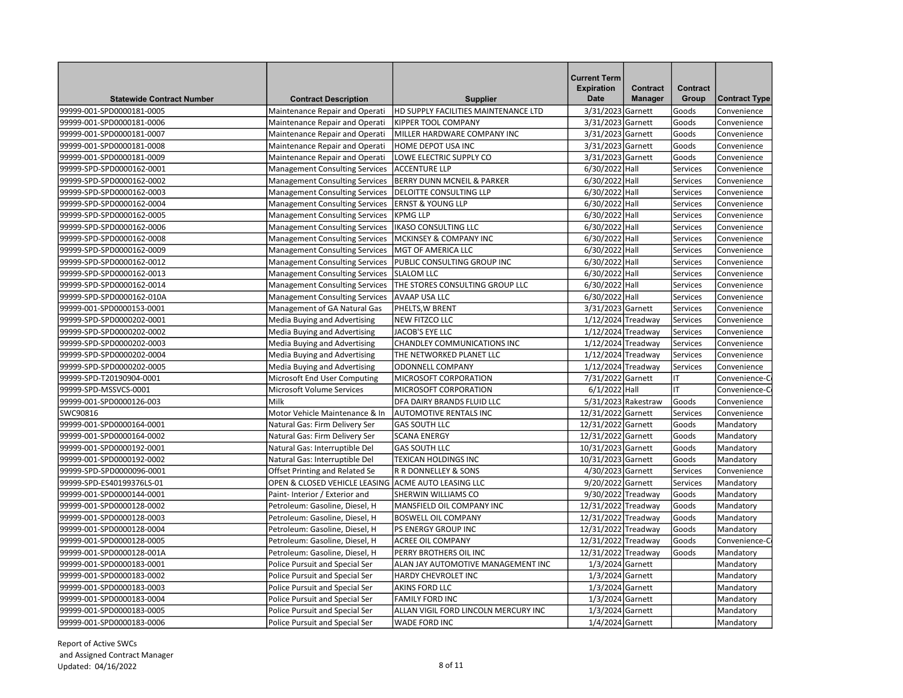| Statewide Contract Number | Contract Description | Supplier | Current Term Expiration Date | Contract Manager | Contract Group | Contract Type |
|---|---|---|---|---|---|---|
| 99999-001-SPD0000181-0005 | Maintenance Repair and Operati | HD SUPPLY FACILITIES MAINTENANCE LTD | 3/31/2023 | Garnett | Goods | Convenience |
| 99999-001-SPD0000181-0006 | Maintenance Repair and Operati | KIPPER TOOL COMPANY | 3/31/2023 | Garnett | Goods | Convenience |
| 99999-001-SPD0000181-0007 | Maintenance Repair and Operati | MILLER HARDWARE COMPANY INC | 3/31/2023 | Garnett | Goods | Convenience |
| 99999-001-SPD0000181-0008 | Maintenance Repair and Operati | HOME DEPOT USA INC | 3/31/2023 | Garnett | Goods | Convenience |
| 99999-001-SPD0000181-0009 | Maintenance Repair and Operati | LOWE ELECTRIC SUPPLY CO | 3/31/2023 | Garnett | Goods | Convenience |
| 99999-SPD-SPD0000162-0001 | Management Consulting Services | ACCENTURE LLP | 6/30/2022 | Hall | Services | Convenience |
| 99999-SPD-SPD0000162-0002 | Management Consulting Services | BERRY DUNN MCNEIL & PARKER | 6/30/2022 | Hall | Services | Convenience |
| 99999-SPD-SPD0000162-0003 | Management Consulting Services | DELOITTE CONSULTING LLP | 6/30/2022 | Hall | Services | Convenience |
| 99999-SPD-SPD0000162-0004 | Management Consulting Services | ERNST & YOUNG LLP | 6/30/2022 | Hall | Services | Convenience |
| 99999-SPD-SPD0000162-0005 | Management Consulting Services | KPMG LLP | 6/30/2022 | Hall | Services | Convenience |
| 99999-SPD-SPD0000162-0006 | Management Consulting Services | IKASO CONSULTING LLC | 6/30/2022 | Hall | Services | Convenience |
| 99999-SPD-SPD0000162-0008 | Management Consulting Services | MCKINSEY & COMPANY INC | 6/30/2022 | Hall | Services | Convenience |
| 99999-SPD-SPD0000162-0009 | Management Consulting Services | MGT OF AMERICA LLC | 6/30/2022 | Hall | Services | Convenience |
| 99999-SPD-SPD0000162-0012 | Management Consulting Services | PUBLIC CONSULTING GROUP INC | 6/30/2022 | Hall | Services | Convenience |
| 99999-SPD-SPD0000162-0013 | Management Consulting Services | SLALOM LLC | 6/30/2022 | Hall | Services | Convenience |
| 99999-SPD-SPD0000162-0014 | Management Consulting Services | THE STORES CONSULTING GROUP LLC | 6/30/2022 | Hall | Services | Convenience |
| 99999-SPD-SPD0000162-010A | Management Consulting Services | AVAAP USA LLC | 6/30/2022 | Hall | Services | Convenience |
| 99999-001-SPD0000153-0001 | Management of GA Natural Gas | PHELTS,W BRENT | 3/31/2023 | Garnett | Services | Convenience |
| 99999-SPD-SPD0000202-0001 | Media Buying and Advertising | NEW FITZCO LLC | 1/12/2024 | Treadway | Services | Convenience |
| 99999-SPD-SPD0000202-0002 | Media Buying and Advertising | JACOB'S EYE LLC | 1/12/2024 | Treadway | Services | Convenience |
| 99999-SPD-SPD0000202-0003 | Media Buying and Advertising | CHANDLEY COMMUNICATIONS INC | 1/12/2024 | Treadway | Services | Convenience |
| 99999-SPD-SPD0000202-0004 | Media Buying and Advertising | THE NETWORKED PLANET LLC | 1/12/2024 | Treadway | Services | Convenience |
| 99999-SPD-SPD0000202-0005 | Media Buying and Advertising | ODONNELL COMPANY | 1/12/2024 | Treadway | Services | Convenience |
| 99999-SPD-T20190904-0001 | Microsoft End User Computing | MICROSOFT CORPORATION | 7/31/2022 | Garnett | IT | Convenience-C |
| 99999-SPD-MSSVCS-0001 | Microsoft Volume Services | MICROSOFT CORPORATION | 6/1/2022 | Hall | IT | Convenience-C |
| 99999-001-SPD0000126-003 | Milk | DFA DAIRY BRANDS FLUID LLC | 5/31/2023 | Rakestraw | Goods | Convenience |
| SWC90816 | Motor Vehicle Maintenance & In | AUTOMOTIVE RENTALS INC | 12/31/2022 | Garnett | Services | Convenience |
| 99999-001-SPD0000164-0001 | Natural Gas: Firm Delivery Ser | GAS SOUTH LLC | 12/31/2022 | Garnett | Goods | Mandatory |
| 99999-001-SPD0000164-0002 | Natural Gas: Firm Delivery Ser | SCANA ENERGY | 12/31/2022 | Garnett | Goods | Mandatory |
| 99999-001-SPD0000192-0001 | Natural Gas: Interruptible Del | GAS SOUTH LLC | 10/31/2023 | Garnett | Goods | Mandatory |
| 99999-001-SPD0000192-0002 | Natural Gas: Interruptible Del | TEXICAN HOLDINGS INC | 10/31/2023 | Garnett | Goods | Mandatory |
| 99999-SPD-SPD0000096-0001 | Offset Printing and Related Se | R R DONNELLEY & SONS | 4/30/2023 | Garnett | Services | Convenience |
| 99999-SPD-ES40199376LS-01 | OPEN & CLOSED VEHICLE LEASING | ACME AUTO LEASING LLC | 9/20/2022 | Garnett | Services | Mandatory |
| 99999-001-SPD0000144-0001 | Paint- Interior / Exterior and | SHERWIN WILLIAMS CO | 9/30/2022 | Treadway | Goods | Mandatory |
| 99999-001-SPD0000128-0002 | Petroleum: Gasoline, Diesel, H | MANSFIELD OIL COMPANY INC | 12/31/2022 | Treadway | Goods | Mandatory |
| 99999-001-SPD0000128-0003 | Petroleum: Gasoline, Diesel, H | BOSWELL OIL COMPANY | 12/31/2022 | Treadway | Goods | Mandatory |
| 99999-001-SPD0000128-0004 | Petroleum: Gasoline, Diesel, H | PS ENERGY GROUP INC | 12/31/2022 | Treadway | Goods | Mandatory |
| 99999-001-SPD0000128-0005 | Petroleum: Gasoline, Diesel, H | ACREE OIL COMPANY | 12/31/2022 | Treadway | Goods | Convenience-C |
| 99999-001-SPD0000128-001A | Petroleum: Gasoline, Diesel, H | PERRY BROTHERS OIL INC | 12/31/2022 | Treadway | Goods | Mandatory |
| 99999-001-SPD0000183-0001 | Police Pursuit and Special Ser | ALAN JAY AUTOMOTIVE MANAGEMENT INC | 1/3/2024 | Garnett | | Mandatory |
| 99999-001-SPD0000183-0002 | Police Pursuit and Special Ser | HARDY CHEVROLET INC | 1/3/2024 | Garnett | | Mandatory |
| 99999-001-SPD0000183-0003 | Police Pursuit and Special Ser | AKINS FORD LLC | 1/3/2024 | Garnett | | Mandatory |
| 99999-001-SPD0000183-0004 | Police Pursuit and Special Ser | FAMILY FORD INC | 1/3/2024 | Garnett | | Mandatory |
| 99999-001-SPD0000183-0005 | Police Pursuit and Special Ser | ALLAN VIGIL FORD LINCOLN MERCURY INC | 1/3/2024 | Garnett | | Mandatory |
| 99999-001-SPD0000183-0006 | Police Pursuit and Special Ser | WADE FORD INC | 1/4/2024 | Garnett | | Mandatory |

Report of Active SWCs
and Assigned Contract Manager
Updated: 04/16/2022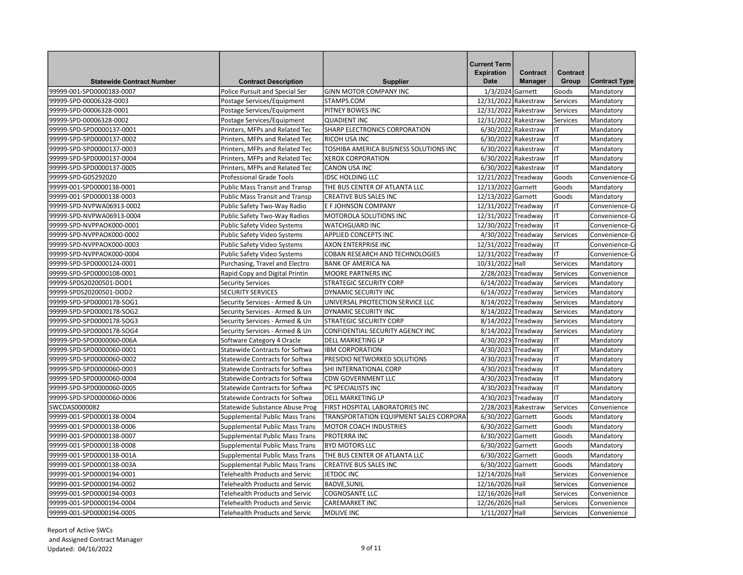| Statewide Contract Number | Contract Description | Supplier | Current Term Expiration Date | Contract Manager | Contract Group | Contract Type |
|---|---|---|---|---|---|---|
| 99999-001-SPD0000183-0007 | Police Pursuit and Special Ser | GINN MOTOR COMPANY INC | 1/3/2024 | Garnett | Goods | Mandatory |
| 99999-SPD-00006328-0003 | Postage Services/Equipment | STAMPS.COM | 12/31/2022 | Rakestraw | Services | Mandatory |
| 99999-SPD-00006328-0001 | Postage Services/Equipment | PITNEY BOWES INC | 12/31/2022 | Rakestraw | Services | Mandatory |
| 99999-SPD-00006328-0002 | Postage Services/Equipment | QUADIENT INC | 12/31/2022 | Rakestraw | Services | Mandatory |
| 99999-SPD-SPD0000137-0001 | Printers, MFPs and Related Tec | SHARP ELECTRONICS CORPORATION | 6/30/2022 | Rakestraw | IT | Mandatory |
| 99999-SPD-SPD0000137-0002 | Printers, MFPs and Related Tec | RICOH USA INC | 6/30/2022 | Rakestraw | IT | Mandatory |
| 99999-SPD-SPD0000137-0003 | Printers, MFPs and Related Tec | TOSHIBA AMERICA BUSINESS SOLUTIONS INC | 6/30/2022 | Rakestraw | IT | Mandatory |
| 99999-SPD-SPD0000137-0004 | Printers, MFPs and Related Tec | XEROX CORPORATION | 6/30/2022 | Rakestraw | IT | Mandatory |
| 99999-SPD-SPD0000137-0005 | Printers, MFPs and Related Tec | CANON USA INC | 6/30/2022 | Rakestraw | IT | Mandatory |
| 99999-SPD-G05292020 | Professional Grade Tools | IDSC HOLDING LLC | 12/21/2022 | Treadway | Goods | Convenience-C |
| 99999-001-SPD0000138-0001 | Public Mass Transit and Transp | THE BUS CENTER OF ATLANTA LLC | 12/13/2022 | Garnett | Goods | Mandatory |
| 99999-001-SPD0000138-0003 | Public Mass Transit and Transp | CREATIVE BUS SALES INC | 12/13/2022 | Garnett | Goods | Mandatory |
| 99999-SPD-NVPWA06913-0002 | Public Safety Two-Way Radio | E F JOHNSON COMPANY | 12/31/2022 | Treadway | IT | Convenience-C |
| 99999-SPD-NVPWA06913-0004 | Public Safety Two-Way Radios | MOTOROLA SOLUTIONS INC | 12/31/2022 | Treadway | IT | Convenience-C |
| 99999-SPD-NVPPAOK000-0001 | Public Safety Video Systems | WATCHGUARD INC | 12/30/2022 | Treadway | IT | Convenience-C |
| 99999-SPD-NVPPAOK000-0002 | Public Safety Video Systems | APPLIED CONCEPTS INC | 4/30/2022 | Treadway | Services | Convenience-C |
| 99999-SPD-NVPPAOK000-0003 | Public Safety Video Systems | AXON ENTERPRISE INC | 12/31/2022 | Treadway | IT | Convenience-C |
| 99999-SPD-NVPPAOK000-0004 | Public Safety Video Systems | COBAN RESEARCH AND TECHNOLOGIES | 12/31/2022 | Treadway | IT | Convenience-C |
| 99999-SPD-SPD0000124-0001 | Purchasing, Travel and Electro | BANK OF AMERICA NA | 10/31/2022 | Hall | Services | Mandatory |
| 99999-SPD-SPD0000108-0001 | Rapid Copy and Digital Printin | MOORE PARTNERS INC | 2/28/2023 | Treadway | Services | Convenience |
| 99999-SPDS20200501-DOD1 | Security Services | STRATEGIC SECURITY CORP | 6/14/2022 | Treadway | Services | Mandatory |
| 99999-SPDS20200501-DOD2 | SECURITY SERVICES | DYNAMIC SECURITY INC | 6/14/2022 | Treadway | Services | Mandatory |
| 99999-SPD-SPD0000178-SOG1 | Security Services - Armed & Un | UNIVERSAL PROTECTION SERVICE LLC | 8/14/2022 | Treadway | Services | Mandatory |
| 99999-SPD-SPD0000178-SOG2 | Security Services - Armed & Un | DYNAMIC SECURITY INC | 8/14/2022 | Treadway | Services | Mandatory |
| 99999-SPD-SPD0000178-SOG3 | Security Services - Armed & Un | STRATEGIC SECURITY CORP | 8/14/2022 | Treadway | Services | Mandatory |
| 99999-SPD-SPD0000178-SOG4 | Security Services - Armed & Un | CONFIDENTIAL SECURITY AGENCY INC | 8/14/2022 | Treadway | Services | Mandatory |
| 99999-SPD-SPD0000060-006A | Software Category 4 Oracle | DELL MARKETING LP | 4/30/2023 | Treadway | IT | Mandatory |
| 99999-SPD-SPD0000060-0001 | Statewide Contracts for Softwa | IBM CORPORATION | 4/30/2023 | Treadway | IT | Mandatory |
| 99999-SPD-SPD0000060-0002 | Statewide Contracts for Softwa | PRESIDIO NETWORKED SOLUTIONS | 4/30/2023 | Treadway | IT | Mandatory |
| 99999-SPD-SPD0000060-0003 | Statewide Contracts for Softwa | SHI INTERNATIONAL CORP | 4/30/2023 | Treadway | IT | Mandatory |
| 99999-SPD-SPD0000060-0004 | Statewide Contracts for Softwa | CDW GOVERNMENT LLC | 4/30/2023 | Treadway | IT | Mandatory |
| 99999-SPD-SPD0000060-0005 | Statewide Contracts for Softwa | PC SPECIALISTS INC | 4/30/2023 | Treadway | IT | Mandatory |
| 99999-SPD-SPD0000060-0006 | Statewide Contracts for Softwa | DELL MARKETING LP | 4/30/2023 | Treadway | IT | Mandatory |
| SWCDAS0000082 | Statewide Substance Abuse Prog | FIRST HOSPITAL LABORATORIES INC | 2/28/2023 | Rakestraw | Services | Convenience |
| 99999-001-SPD0000138-0004 | Supplemental Public Mass Trans | TRANSPORTATION EQUIPMENT SALES CORPORA | 6/30/2022 | Garnett | Goods | Mandatory |
| 99999-001-SPD0000138-0006 | Supplemental Public Mass Trans | MOTOR COACH INDUSTRIES | 6/30/2022 | Garnett | Goods | Mandatory |
| 99999-001-SPD0000138-0007 | Supplemental Public Mass Trans | PROTERRA INC | 6/30/2022 | Garnett | Goods | Mandatory |
| 99999-001-SPD0000138-0008 | Supplemental Public Mass Trans | BYD MOTORS LLC | 6/30/2022 | Garnett | Goods | Mandatory |
| 99999-001-SPD0000138-001A | Supplemental Public Mass Trans | THE BUS CENTER OF ATLANTA LLC | 6/30/2022 | Garnett | Goods | Mandatory |
| 99999-001-SPD0000138-003A | Supplemental Public Mass Trans | CREATIVE BUS SALES INC | 6/30/2022 | Garnett | Goods | Mandatory |
| 99999-001-SPD0000194-0001 | Telehealth Products and Servic | JETDOC INC | 12/14/2026 | Hall | Services | Convenience |
| 99999-001-SPD0000194-0002 | Telehealth Products and Servic | BADVE,SUNIL | 12/16/2026 | Hall | Services | Convenience |
| 99999-001-SPD0000194-0003 | Telehealth Products and Servic | COGNOSANTE LLC | 12/16/2026 | Hall | Services | Convenience |
| 99999-001-SPD0000194-0004 | Telehealth Products and Servic | CAREMARKET INC | 12/26/2026 | Hall | Services | Convenience |
| 99999-001-SPD0000194-0005 | Telehealth Products and Servic | MDLIVE INC | 1/11/2027 | Hall | Services | Convenience |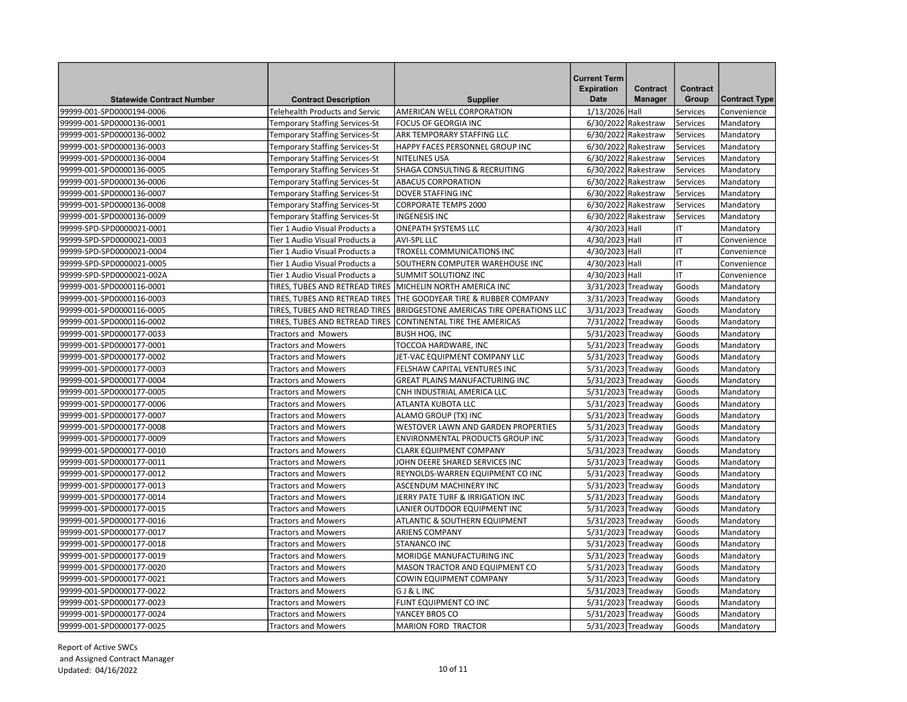| Statewide Contract Number | Contract Description | Supplier | Current Term Expiration Date | Contract Manager | Contract Group | Contract Type |
|---|---|---|---|---|---|---|
| 99999-001-SPD0000194-0006 | Telehealth Products and Servic | AMERICAN WELL CORPORATION | 1/13/2026 | Hall | Services | Convenience |
| 99999-001-SPD0000136-0001 | Temporary Staffing Services-St | FOCUS OF GEORGIA INC | 6/30/2022 | Rakestraw | Services | Mandatory |
| 99999-001-SPD0000136-0002 | Temporary Staffing Services-St | ARK TEMPORARY STAFFING LLC | 6/30/2022 | Rakestraw | Services | Mandatory |
| 99999-001-SPD0000136-0003 | Temporary Staffing Services-St | HAPPY FACES PERSONNEL GROUP INC | 6/30/2022 | Rakestraw | Services | Mandatory |
| 99999-001-SPD0000136-0004 | Temporary Staffing Services-St | NITELINES USA | 6/30/2022 | Rakestraw | Services | Mandatory |
| 99999-001-SPD0000136-0005 | Temporary Staffing Services-St | SHAGA CONSULTING & RECRUITING | 6/30/2022 | Rakestraw | Services | Mandatory |
| 99999-001-SPD0000136-0006 | Temporary Staffing Services-St | ABACUS CORPORATION | 6/30/2022 | Rakestraw | Services | Mandatory |
| 99999-001-SPD0000136-0007 | Temporary Staffing Services-St | DOVER STAFFING INC | 6/30/2022 | Rakestraw | Services | Mandatory |
| 99999-001-SPD0000136-0008 | Temporary Staffing Services-St | CORPORATE TEMPS 2000 | 6/30/2022 | Rakestraw | Services | Mandatory |
| 99999-001-SPD0000136-0009 | Temporary Staffing Services-St | INGENESIS INC | 6/30/2022 | Rakestraw | Services | Mandatory |
| 99999-SPD-SPD0000021-0001 | Tier 1 Audio Visual Products a | ONEPATH SYSTEMS LLC | 4/30/2023 | Hall | IT | Mandatory |
| 99999-SPD-SPD0000021-0003 | Tier 1 Audio Visual Products a | AVI-SPL LLC | 4/30/2023 | Hall | IT | Convenience |
| 99999-SPD-SPD0000021-0004 | Tier 1 Audio Visual Products a | TROXELL COMMUNICATIONS INC | 4/30/2023 | Hall | IT | Convenience |
| 99999-SPD-SPD0000021-0005 | Tier 1 Audio Visual Products a | SOUTHERN COMPUTER WAREHOUSE INC | 4/30/2023 | Hall | IT | Convenience |
| 99999-SPD-SPD0000021-002A | Tier 1 Audio Visual Products a | SUMMIT SOLUTIONZ INC | 4/30/2023 | Hall | IT | Convenience |
| 99999-001-SPD0000116-0001 | TIRES, TUBES AND RETREAD TIRES | MICHELIN NORTH AMERICA INC | 3/31/2023 | Treadway | Goods | Mandatory |
| 99999-001-SPD0000116-0003 | TIRES, TUBES AND RETREAD TIRES | THE GOODYEAR TIRE & RUBBER COMPANY | 3/31/2023 | Treadway | Goods | Mandatory |
| 99999-001-SPD0000116-0005 | TIRES, TUBES AND RETREAD TIRES | BRIDGESTONE AMERICAS TIRE OPERATIONS LLC | 3/31/2023 | Treadway | Goods | Mandatory |
| 99999-001-SPD0000116-0002 | TIRES, TUBES AND RETREAD TIRES | CONTINENTAL TIRE THE AMERICAS | 7/31/2022 | Treadway | Goods | Mandatory |
| 99999-001-SPD0000177-0033 | Tractors and Mowers | BUSH HOG, INC | 5/31/2023 | Treadway | Goods | Mandatory |
| 99999-001-SPD0000177-0001 | Tractors and Mowers | TOCCOA HARDWARE, INC | 5/31/2023 | Treadway | Goods | Mandatory |
| 99999-001-SPD0000177-0002 | Tractors and Mowers | JET-VAC EQUIPMENT COMPANY LLC | 5/31/2023 | Treadway | Goods | Mandatory |
| 99999-001-SPD0000177-0003 | Tractors and Mowers | FELSHAW CAPITAL VENTURES INC | 5/31/2023 | Treadway | Goods | Mandatory |
| 99999-001-SPD0000177-0004 | Tractors and Mowers | GREAT PLAINS MANUFACTURING INC | 5/31/2023 | Treadway | Goods | Mandatory |
| 99999-001-SPD0000177-0005 | Tractors and Mowers | CNH INDUSTRIAL AMERICA LLC | 5/31/2023 | Treadway | Goods | Mandatory |
| 99999-001-SPD0000177-0006 | Tractors and Mowers | ATLANTA KUBOTA LLC | 5/31/2023 | Treadway | Goods | Mandatory |
| 99999-001-SPD0000177-0007 | Tractors and Mowers | ALAMO GROUP (TX) INC | 5/31/2023 | Treadway | Goods | Mandatory |
| 99999-001-SPD0000177-0008 | Tractors and Mowers | WESTOVER LAWN AND GARDEN PROPERTIES | 5/31/2023 | Treadway | Goods | Mandatory |
| 99999-001-SPD0000177-0009 | Tractors and Mowers | ENVIRONMENTAL PRODUCTS GROUP INC | 5/31/2023 | Treadway | Goods | Mandatory |
| 99999-001-SPD0000177-0010 | Tractors and Mowers | CLARK EQUIPMENT COMPANY | 5/31/2023 | Treadway | Goods | Mandatory |
| 99999-001-SPD0000177-0011 | Tractors and Mowers | JOHN DEERE SHARED SERVICES INC | 5/31/2023 | Treadway | Goods | Mandatory |
| 99999-001-SPD0000177-0012 | Tractors and Mowers | REYNOLDS-WARREN EQUIPMENT CO INC | 5/31/2023 | Treadway | Goods | Mandatory |
| 99999-001-SPD0000177-0013 | Tractors and Mowers | ASCENDUM MACHINERY INC | 5/31/2023 | Treadway | Goods | Mandatory |
| 99999-001-SPD0000177-0014 | Tractors and Mowers | JERRY PATE TURF & IRRIGATION INC | 5/31/2023 | Treadway | Goods | Mandatory |
| 99999-001-SPD0000177-0015 | Tractors and Mowers | LANIER OUTDOOR EQUIPMENT INC | 5/31/2023 | Treadway | Goods | Mandatory |
| 99999-001-SPD0000177-0016 | Tractors and Mowers | ATLANTIC & SOUTHERN EQUIPMENT | 5/31/2023 | Treadway | Goods | Mandatory |
| 99999-001-SPD0000177-0017 | Tractors and Mowers | ARIENS COMPANY | 5/31/2023 | Treadway | Goods | Mandatory |
| 99999-001-SPD0000177-0018 | Tractors and Mowers | STANANCO INC | 5/31/2023 | Treadway | Goods | Mandatory |
| 99999-001-SPD0000177-0019 | Tractors and Mowers | MORIDGE MANUFACTURING INC | 5/31/2023 | Treadway | Goods | Mandatory |
| 99999-001-SPD0000177-0020 | Tractors and Mowers | MASON TRACTOR AND EQUIPMENT CO | 5/31/2023 | Treadway | Goods | Mandatory |
| 99999-001-SPD0000177-0021 | Tractors and Mowers | COWIN EQUIPMENT COMPANY | 5/31/2023 | Treadway | Goods | Mandatory |
| 99999-001-SPD0000177-0022 | Tractors and Mowers | G J & L INC | 5/31/2023 | Treadway | Goods | Mandatory |
| 99999-001-SPD0000177-0023 | Tractors and Mowers | FLINT EQUIPMENT CO INC | 5/31/2023 | Treadway | Goods | Mandatory |
| 99999-001-SPD0000177-0024 | Tractors and Mowers | YANCEY BROS CO | 5/31/2023 | Treadway | Goods | Mandatory |
| 99999-001-SPD0000177-0025 | Tractors and Mowers | MARION FORD TRACTOR | 5/31/2023 | Treadway | Goods | Mandatory |

Report of Active SWCs
and Assigned Contract Manager
Updated: 04/16/2022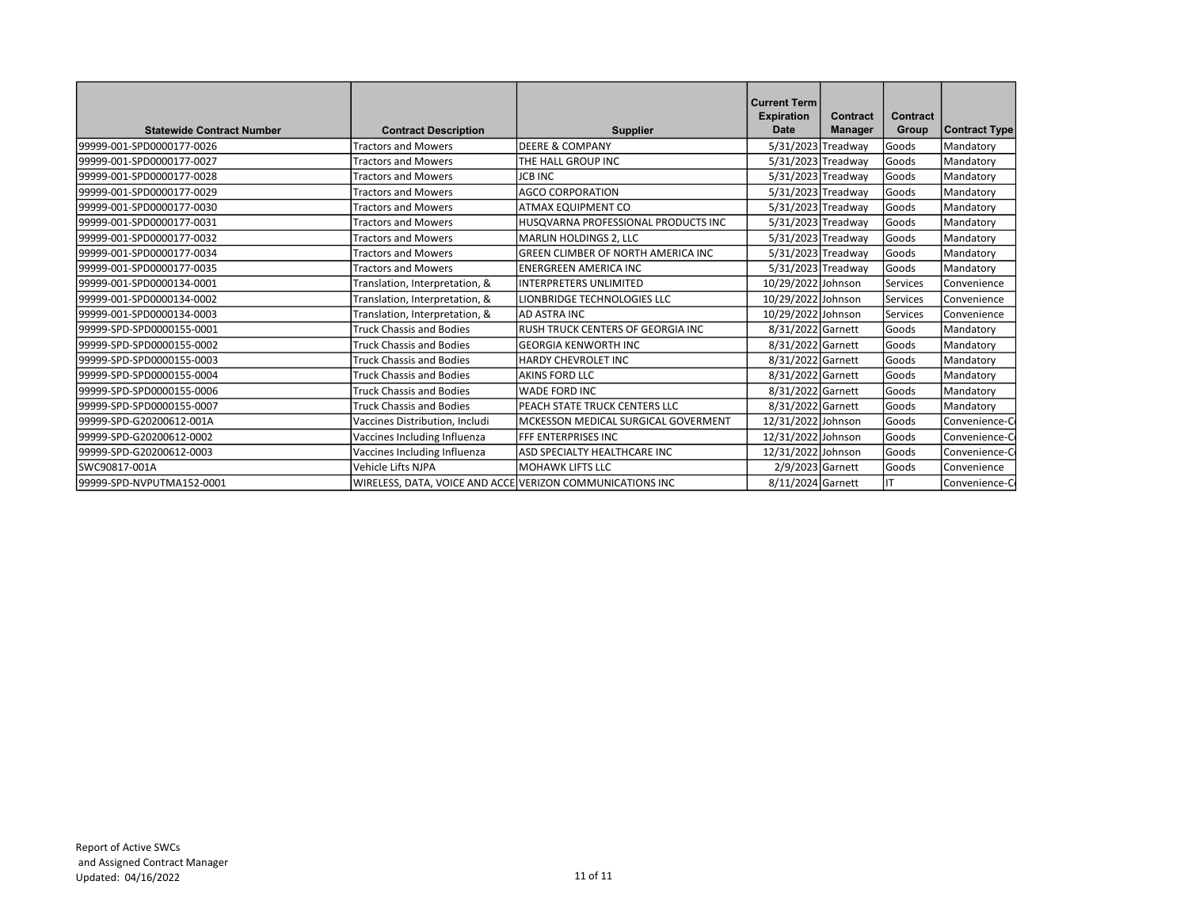| Statewide Contract Number | Contract Description | Supplier | Current Term Expiration Date | Contract Manager | Contract Group | Contract Type |
|---|---|---|---|---|---|---|
| 99999-001-SPD0000177-0026 | Tractors and Mowers | DEERE & COMPANY | 5/31/2023 | Treadway | Goods | Mandatory |
| 99999-001-SPD0000177-0027 | Tractors and Mowers | THE HALL GROUP INC | 5/31/2023 | Treadway | Goods | Mandatory |
| 99999-001-SPD0000177-0028 | Tractors and Mowers | JCB INC | 5/31/2023 | Treadway | Goods | Mandatory |
| 99999-001-SPD0000177-0029 | Tractors and Mowers | AGCO CORPORATION | 5/31/2023 | Treadway | Goods | Mandatory |
| 99999-001-SPD0000177-0030 | Tractors and Mowers | ATMAX EQUIPMENT CO | 5/31/2023 | Treadway | Goods | Mandatory |
| 99999-001-SPD0000177-0031 | Tractors and Mowers | HUSQVARNA PROFESSIONAL PRODUCTS INC | 5/31/2023 | Treadway | Goods | Mandatory |
| 99999-001-SPD0000177-0032 | Tractors and Mowers | MARLIN HOLDINGS 2, LLC | 5/31/2023 | Treadway | Goods | Mandatory |
| 99999-001-SPD0000177-0034 | Tractors and Mowers | GREEN CLIMBER OF NORTH AMERICA INC | 5/31/2023 | Treadway | Goods | Mandatory |
| 99999-001-SPD0000177-0035 | Tractors and Mowers | ENERGREEN AMERICA INC | 5/31/2023 | Treadway | Goods | Mandatory |
| 99999-001-SPD0000134-0001 | Translation, Interpretation, & | INTERPRETERS UNLIMITED | 10/29/2022 | Johnson | Services | Convenience |
| 99999-001-SPD0000134-0002 | Translation, Interpretation, & | LIONBRIDGE TECHNOLOGIES LLC | 10/29/2022 | Johnson | Services | Convenience |
| 99999-001-SPD0000134-0003 | Translation, Interpretation, & | AD ASTRA INC | 10/29/2022 | Johnson | Services | Convenience |
| 99999-SPD-SPD0000155-0001 | Truck Chassis and Bodies | RUSH TRUCK CENTERS OF GEORGIA INC | 8/31/2022 | Garnett | Goods | Mandatory |
| 99999-SPD-SPD0000155-0002 | Truck Chassis and Bodies | GEORGIA KENWORTH INC | 8/31/2022 | Garnett | Goods | Mandatory |
| 99999-SPD-SPD0000155-0003 | Truck Chassis and Bodies | HARDY CHEVROLET INC | 8/31/2022 | Garnett | Goods | Mandatory |
| 99999-SPD-SPD0000155-0004 | Truck Chassis and Bodies | AKINS FORD LLC | 8/31/2022 | Garnett | Goods | Mandatory |
| 99999-SPD-SPD0000155-0006 | Truck Chassis and Bodies | WADE FORD INC | 8/31/2022 | Garnett | Goods | Mandatory |
| 99999-SPD-SPD0000155-0007 | Truck Chassis and Bodies | PEACH STATE TRUCK CENTERS LLC | 8/31/2022 | Garnett | Goods | Mandatory |
| 99999-SPD-G20200612-001A | Vaccines Distribution, Includi | MCKESSON MEDICAL SURGICAL GOVERMENT | 12/31/2022 | Johnson | Goods | Convenience-C |
| 99999-SPD-G20200612-0002 | Vaccines Including Influenza | FFF ENTERPRISES INC | 12/31/2022 | Johnson | Goods | Convenience-C |
| 99999-SPD-G20200612-0003 | Vaccines Including Influenza | ASD SPECIALTY HEALTHCARE INC | 12/31/2022 | Johnson | Goods | Convenience-C |
| SWC90817-001A | Vehicle Lifts NJPA | MOHAWK LIFTS LLC | 2/9/2023 | Garnett | Goods | Convenience |
| 99999-SPD-NVPUTMA152-0001 | WIRELESS, DATA, VOICE AND ACCE | VERIZON COMMUNICATIONS INC | 8/11/2024 | Garnett | IT | Convenience-C |

Report of Active SWCs
and Assigned Contract Manager
Updated: 04/16/2022